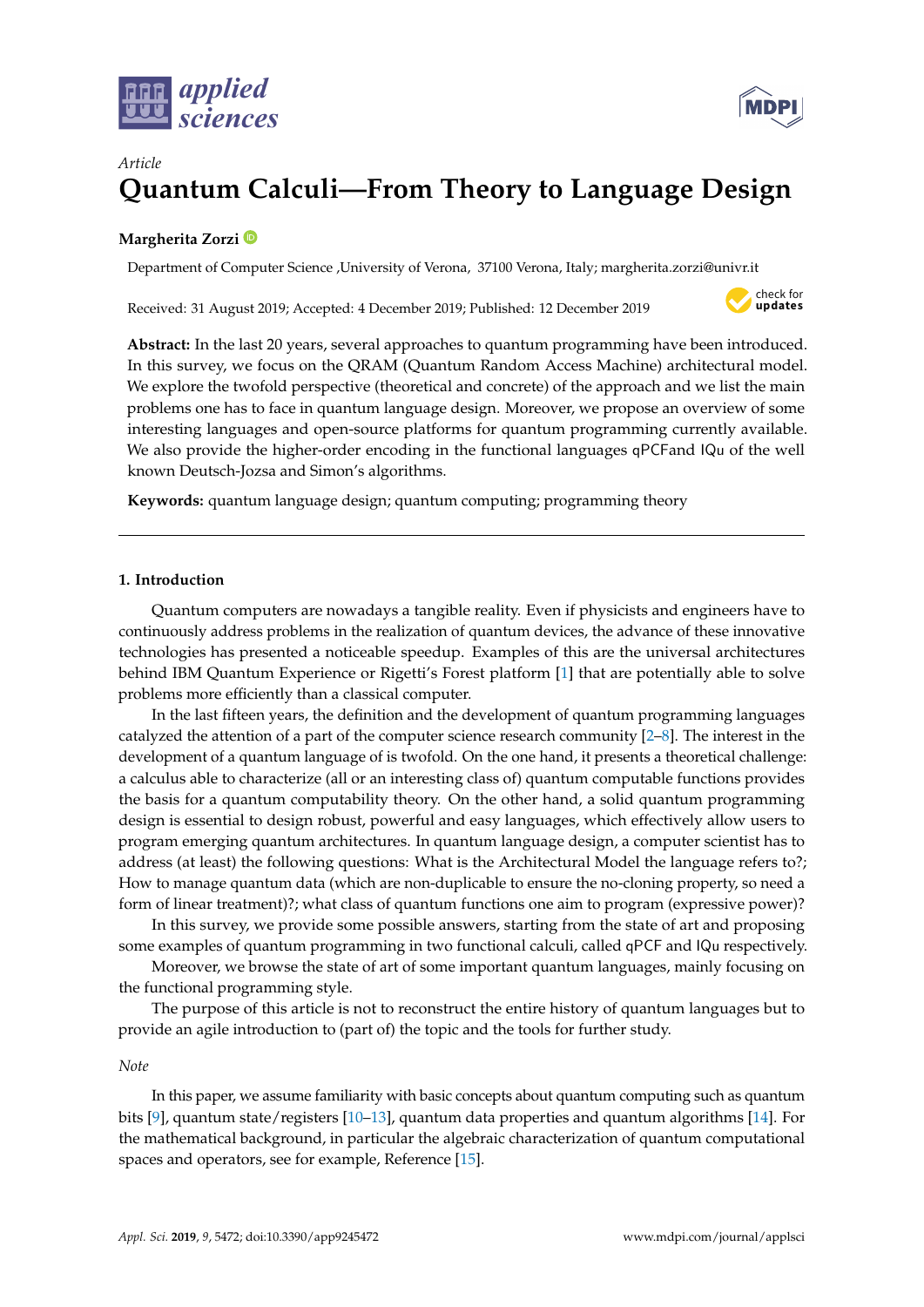*Article*

# Quantum Calculi—From Theory to Language Design

**Margherita Zorzi**

Department of Computer Science ,University of Verona, 37100 Verona, Italy; margherita.zorzi@univr.it

Received: 31 August 2019; Accepted: 4 December 2019; Published: 12 December 2019

**Abstract:** In the last 20 years, several approaches to quantum programming have been introduced. In this survey, we focus on the QRAM (Quantum Random Access Machine) architectural model. We explore the twofold perspective (theoretical and concrete) of the approach and we list the main problems one has to face in quantum language design. Moreover, we propose an overview of some interesting languages and open-source platforms for quantum programming currently available. We also provide the higher-order encoding in the functional languages qPCFand IQu of the well known Deutsch-Jozsa and Simon's algorithms.

**Keywords:** quantum language design; quantum computing; programming theory

## 1. Introduction

Quantum computers are nowadays a tangible reality. Even if physicists and engineers have to continuously address problems in the realization of quantum devices, the advance of these innovative technologies has presented a noticeable speedup. Examples of this are the universal architectures behind IBM Quantum Experience or Rigetti's Forest platform [1] that are potentially able to solve problems more efficiently than a classical computer.

In the last fifteen years, the definition and the development of quantum programming languages catalyzed the attention of a part of the computer science research community [2–8]. The interest in the development of a quantum language of is twofold. On the one hand, it presents a theoretical challenge: a calculus able to characterize (all or an interesting class of) quantum computable functions provides the basis for a quantum computability theory. On the other hand, a solid quantum programming design is essential to design robust, powerful and easy languages, which effectively allow users to program emerging quantum architectures. In quantum language design, a computer scientist has to address (at least) the following questions: What is the Architectural Model the language refers to?; How to manage quantum data (which are non-duplicable to ensure the no-cloning property, so need a form of linear treatment)?; what class of quantum functions one aim to program (expressive power)?

In this survey, we provide some possible answers, starting from the state of art and proposing some examples of quantum programming in two functional calculi, called qPCF and IQu respectively.

Moreover, we browse the state of art of some important quantum languages, mainly focusing on the functional programming style.

The purpose of this article is not to reconstruct the entire history of quantum languages but to provide an agile introduction to (part of) the topic and the tools for further study.

*Note*

In this paper, we assume familiarity with basic concepts about quantum computing such as quantum bits [9], quantum state/registers [10–13], quantum data properties and quantum algorithms [14]. For the mathematical background, in particular the algebraic characterization of quantum computational spaces and operators, see for example, Reference [15].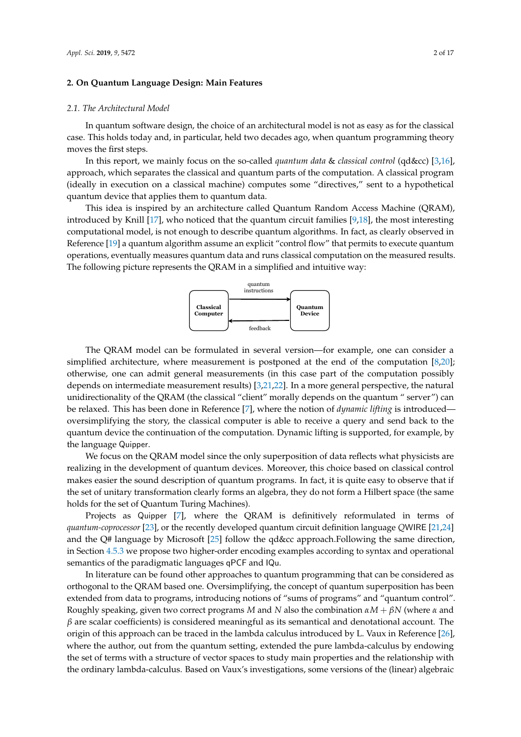## 2. On Quantum Language Design: Main Features

### 2.1. The Architectural Model

In quantum software design, the choice of an architectural model is not as easy as for the classical case. This holds today and, in particular, held two decades ago, when quantum programming theory moves the first steps.

In this report, we mainly focus on the so-called *quantum data & classical control* (qd&cc) [3,16], approach, which separates the classical and quantum parts of the computation. A classical program (ideally in execution on a classical machine) computes some "directives," sent to a hypothetical quantum device that applies them to quantum data.

This idea is inspired by an architecture called Quantum Random Access Machine (QRAM), introduced by Knill [17], who noticed that the quantum circuit families [9,18], the most interesting computational model, is not enough to describe quantum algorithms. In fact, as clearly observed in Reference [19] a quantum algorithm assume an explicit "control flow" that permits to execute quantum operations, eventually measures quantum data and runs classical computation on the measured results. The following picture represents the QRAM in a simplified and intuitive way:

```
                 quantum
               instructions
┌────────────┐ ───────────► ┌────────────┐
│ Classical  │              │  Quantum   │
│ Computer   │              │  Device    │
└────────────┘ ◄─────────── └────────────┘
                 feedback
```

The QRAM model can be formulated in several version—for example, one can consider a simplified architecture, where measurement is postponed at the end of the computation [8,20]; otherwise, one can admit general measurements (in this case part of the computation possibly depends on intermediate measurement results) [3,21,22]. In a more general perspective, the natural unidirectionality of the QRAM (the classical "client" morally depends on the quantum " server") can be relaxed. This has been done in Reference [7], where the notion of *dynamic lifting* is introduced—oversimplifying the story, the classical computer is able to receive a query and send back to the quantum device the continuation of the computation. Dynamic lifting is supported, for example, by the language Quipper.

We focus on the QRAM model since the only superposition of data reflects what physicists are realizing in the development of quantum devices. Moreover, this choice based on classical control makes easier the sound description of quantum programs. In fact, it is quite easy to observe that if the set of unitary transformation clearly forms an algebra, they do not form a Hilbert space (the same holds for the set of Quantum Turing Machines).

Projects as Quipper [7], where the QRAM is definitively reformulated in terms of *quantum-coprocessor* [23], or the recently developed quantum circuit definition language QWIRE [21,24] and the Q# language by Microsoft [25] follow the qd&cc approach.Following the same direction, in Section 4.5.3 we propose two higher-order encoding examples according to syntax and operational semantics of the paradigmatic languages qPCF and IQu.

In literature can be found other approaches to quantum programming that can be considered as orthogonal to the QRAM based one. Oversimplifying, the concept of quantum superposition has been extended from data to programs, introducing notions of "sums of programs" and "quantum control". Roughly speaking, given two correct programs $M$ and $N$ also the combination $\alpha M + \beta N$ (where $\alpha$ and $\beta$ are scalar coefficients) is considered meaningful as its semantical and denotational account. The origin of this approach can be traced in the lambda calculus introduced by L. Vaux in Reference [26], where the author, out from the quantum setting, extended the pure lambda-calculus by endowing the set of terms with a structure of vector spaces to study main properties and the relationship with the ordinary lambda-calculus. Based on Vaux's investigations, some versions of the (linear) algebraic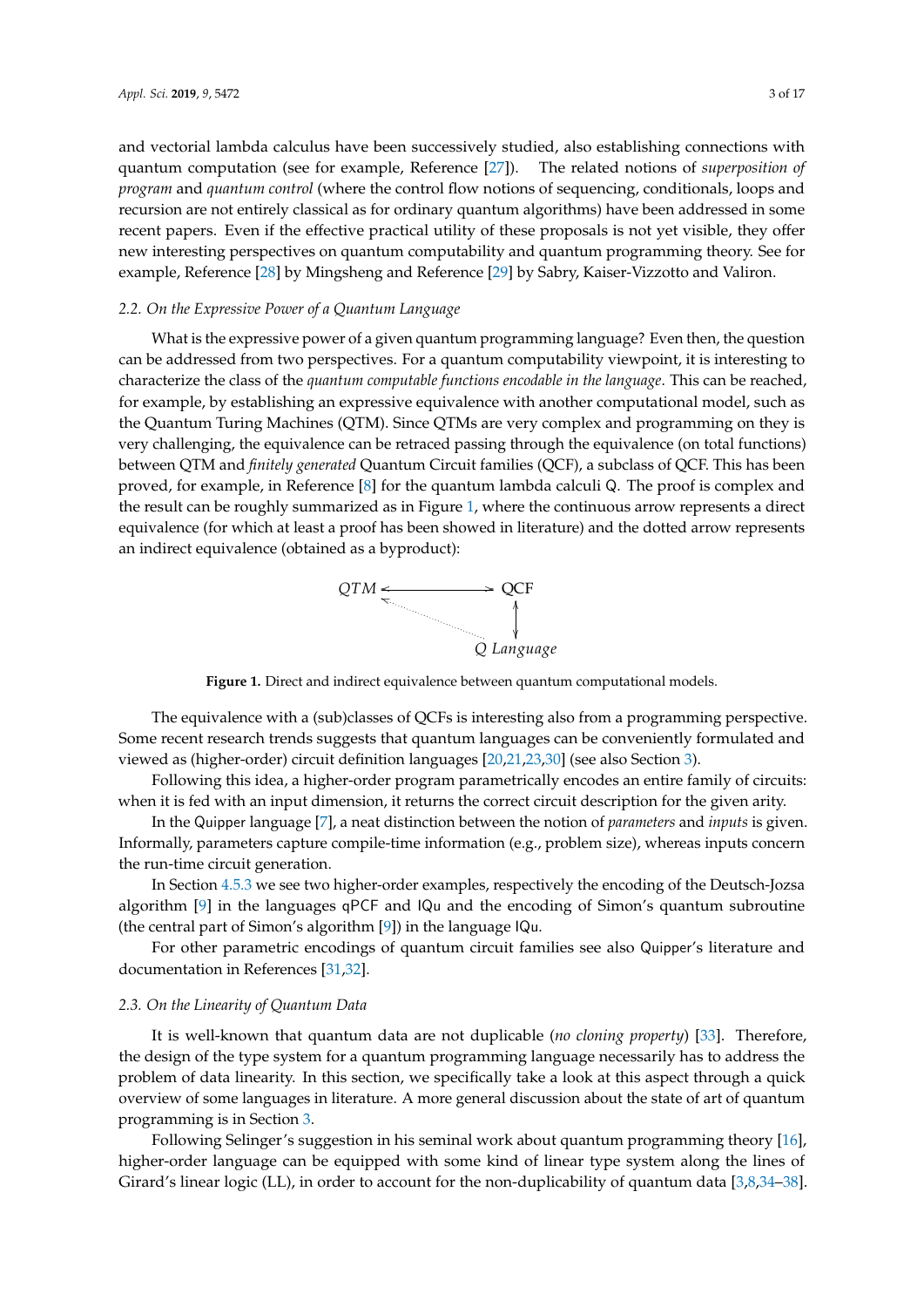and vectorial lambda calculus have been successively studied, also establishing connections with quantum computation (see for example, Reference [27]). The related notions of *superposition of program* and *quantum control* (where the control flow notions of sequencing, conditionals, loops and recursion are not entirely classical as for ordinary quantum algorithms) have been addressed in some recent papers. Even if the effective practical utility of these proposals is not yet visible, they offer new interesting perspectives on quantum computability and quantum programming theory. See for example, Reference [28] by Mingsheng and Reference [29] by Sabry, Kaiser-Vizzotto and Valiron.

### 2.2. On the Expressive Power of a Quantum Language

What is the expressive power of a given quantum programming language? Even then, the question can be addressed from two perspectives. For a quantum computability viewpoint, it is interesting to characterize the class of the *quantum computable functions encodable in the language*. This can be reached, for example, by establishing an expressive equivalence with another computational model, such as the Quantum Turing Machines (QTM). Since QTMs are very complex and programming on they is very challenging, the equivalence can be retraced passing through the equivalence (on total functions) between QTM and *finitely generated* Quantum Circuit families (QCF), a subclass of QCF. This has been proved, for example, in Reference [8] for the quantum lambda calculi Q. The proof is complex and the result can be roughly summarized as in Figure 1, where the continuous arrow represents a direct equivalence (for which at least a proof has been showed in literature) and the dotted arrow represents an indirect equivalence (obtained as a byproduct):

$$
\begin{array}{ccc}
QTM & \longleftrightarrow & \text{QCF} \\
& \nwarrow & \updownarrow \\
& & Q\ Language
\end{array}
$$

**Figure 1.** Direct and indirect equivalence between quantum computational models.

The equivalence with a (sub)classes of QCFs is interesting also from a programming perspective. Some recent research trends suggests that quantum languages can be conveniently formulated and viewed as (higher-order) circuit definition languages [20,21,23,30] (see also Section 3).

Following this idea, a higher-order program parametrically encodes an entire family of circuits: when it is fed with an input dimension, it returns the correct circuit description for the given arity.

In the Quipper language [7], a neat distinction between the notion of *parameters* and *inputs* is given. Informally, parameters capture compile-time information (e.g., problem size), whereas inputs concern the run-time circuit generation.

In Section 4.5.3 we see two higher-order examples, respectively the encoding of the Deutsch-Jozsa algorithm [9] in the languages qPCF and IQu and the encoding of Simon's quantum subroutine (the central part of Simon's algorithm [9]) in the language IQu.

For other parametric encodings of quantum circuit families see also Quipper's literature and documentation in References [31,32].

### 2.3. On the Linearity of Quantum Data

It is well-known that quantum data are not duplicable (*no cloning property*) [33]. Therefore, the design of the type system for a quantum programming language necessarily has to address the problem of data linearity. In this section, we specifically take a look at this aspect through a quick overview of some languages in literature. A more general discussion about the state of art of quantum programming is in Section 3.

Following Selinger's suggestion in his seminal work about quantum programming theory [16], higher-order language can be equipped with some kind of linear type system along the lines of Girard's linear logic (LL), in order to account for the non-duplicability of quantum data [3,8,34–38].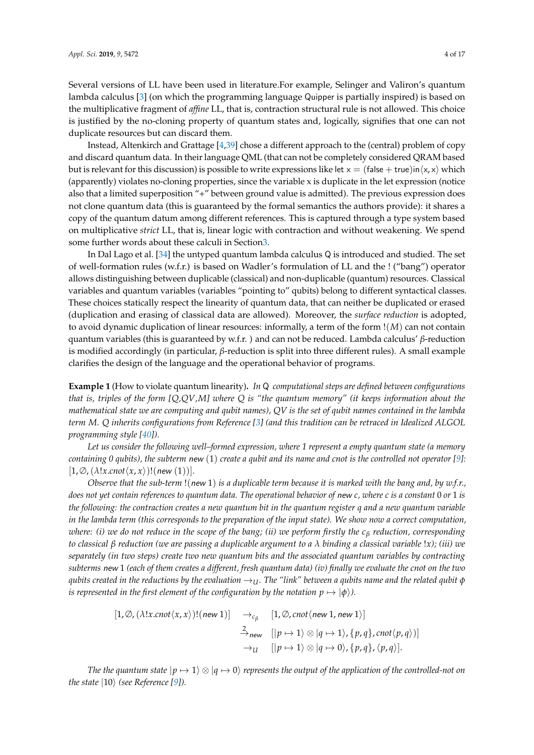Several versions of LL have been used in literature.For example, Selinger and Valiron's quantum lambda calculus [3] (on which the programming language Quipper is partially inspired) is based on the multiplicative fragment of *affine* LL, that is, contraction structural rule is not allowed. This choice is justified by the no-cloning property of quantum states and, logically, signifies that one can not duplicate resources but can discard them.

Instead, Altenkirch and Grattage [4,39] chose a different approach to the (central) problem of copy and discard quantum data. In their language QML (that can not be completely considered QRAM based but is relevant for this discussion) is possible to write expressions like $\mathsf{let}\ \mathsf{x} = (\mathsf{false} + \mathsf{true})\mathsf{in}\langle \mathsf{x}, \mathsf{x}\rangle$ which (apparently) violates no-cloning properties, since the variable x is duplicate in the let expression (notice also that a limited superposition "+" between ground value is admitted). The previous expression does not clone quantum data (this is guaranteed by the formal semantics the authors provide): it shares a copy of the quantum datum among different references. This is captured through a type system based on multiplicative *strict* LL, that is, linear logic with contraction and without weakening. We spend some further words about these calculi in Section3.

In Dal Lago et al. [34] the untyped quantum lambda calculus Q is introduced and studied. The set of well-formation rules (w.f.r.) is based on Wadler's formulation of LL and the ! ("bang") operator allows distinguishing between duplicable (classical) and non-duplicable (quantum) resources. Classical variables and quantum variables (variables "pointing to" qubits) belong to different syntactical classes. These choices statically respect the linearity of quantum data, that can neither be duplicated or erased (duplication and erasing of classical data are allowed). Moreover, the *surface reduction* is adopted, to avoid dynamic duplication of linear resources: informally, a term of the form $!(M)$ can not contain quantum variables (this is guaranteed by w.f.r. ) and can not be reduced. Lambda calculus' $\beta$-reduction is modified accordingly (in particular, $\beta$-reduction is split into three different rules). A small example clarifies the design of the language and the operational behavior of programs.

**Example 1** (How to violate quantum linearity)**.** *In Q computational steps are defined between configurations that is, triples of the form [Q,QV,M] where Q is "the quantum memory" (it keeps information about the mathematical state we are computing and qubit names), QV is the set of qubit names contained in the lambda term M. Q inherits configurations from Reference [3] (and this tradition can be retraced in Idealized ALGOL programming style [40]).*

*Let us consider the following well–formed expression, where 1 represent a empty quantum state (a memory containing 0 qubits), the subterm* $\mathsf{new}\ (1)$ *create a qubit and its name and cnot is the controlled not operator [9]:* $[1, \emptyset, (\lambda !x.cnot\langle x, x\rangle)!(\mathsf{new}\ (1))]$.

*Observe that the sub-term* $!(\mathsf{new}\ 1)$ *is a duplicable term because it is marked with the bang and, by w.f.r., does not yet contain references to quantum data. The operational behavior of* $\mathsf{new}\ c$*, where c is a constant* 0 *or* 1 *is the following: the contraction creates a new quantum bit in the quantum register q and a new quantum variable in the lambda term (this corresponds to the preparation of the input state). We show now a correct computation, where: (i) we do not reduce in the scope of the bang; (ii) we perform firstly the* $c_\beta$ *reduction, corresponding to classical β reduction (we are passing a duplicable argument to a λ binding a classical variable* $!x$*); (iii) we separately (in two steps) create two new quantum bits and the associated quantum variables by contracting subterms* $\mathsf{new}\ 1$ *(each of them creates a different, fresh quantum data) (iv) finally we evaluate the cnot on the two qubits created in the reductions by the evaluation* $\rightarrow_U$*. The "link" between a qubits name and the related qubit φ is represented in the first element of the configuration by the notation* $p \mapsto |\phi\rangle$*).*

$$
\begin{aligned}
[1, \emptyset, (\lambda !x.cnot\langle x, x\rangle)!(\mathsf{new}\ 1)] \quad &\rightarrow_{c_\beta} \quad [1, \emptyset, cnot\langle \mathsf{new}\ 1, \mathsf{new}\ 1\rangle] \\
&\xrightarrow{2}_{\mathsf{new}} \quad [|p \mapsto 1\rangle \otimes |q \mapsto 1\rangle, \{p, q\}, cnot\langle p, q\rangle)] \\
&\rightarrow_U \quad [|p \mapsto 1\rangle \otimes |q \mapsto 0\rangle, \{p, q\}, \langle p, q\rangle].
\end{aligned}
$$

*The the quantum state* $|p \mapsto 1\rangle \otimes |q \mapsto 0\rangle$ *represents the output of the application of the controlled-not on the state* $|10\rangle$ *(see Reference [9]).*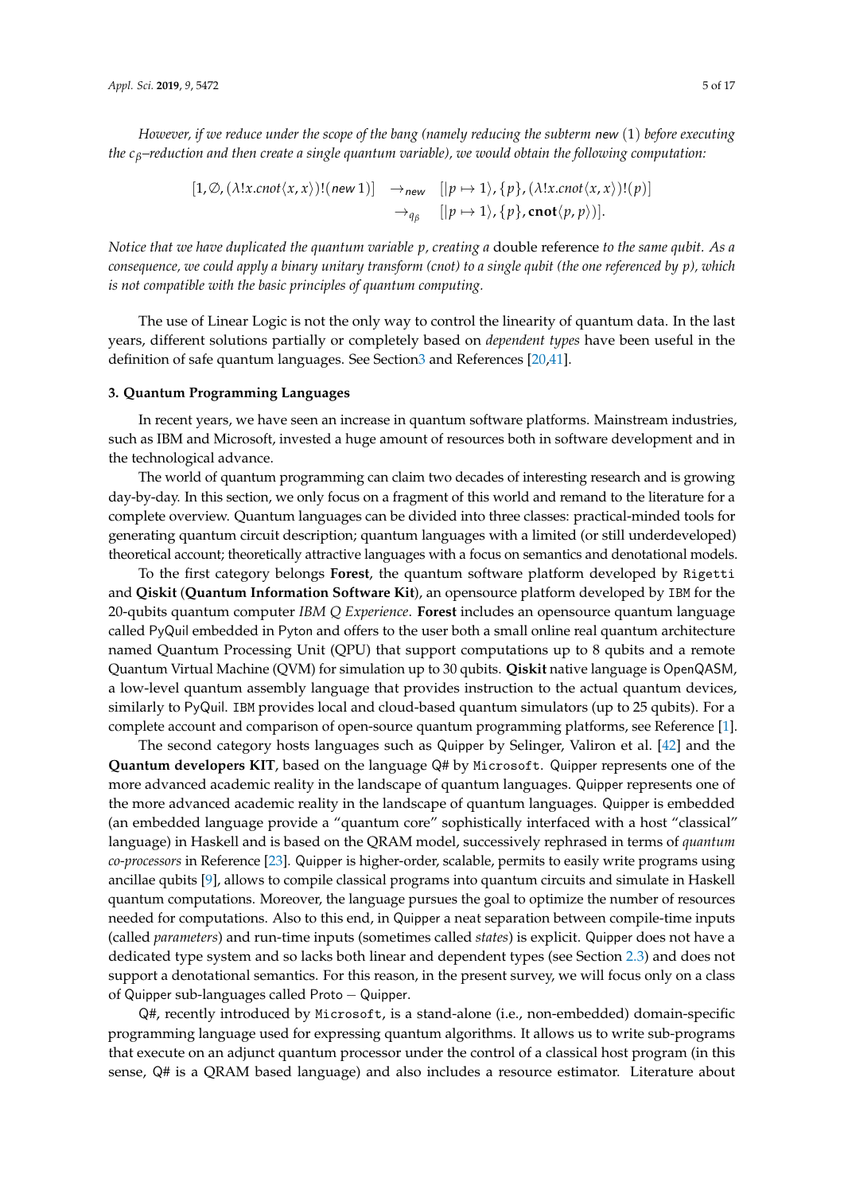*However, if we reduce under the scope of the bang (namely reducing the subterm* new (1) *before executing the $c_\beta$–reduction and then create a single quantum variable), we would obtain the following computation:*

$$
\begin{aligned}
[1, \emptyset, (\lambda!x.cnot\langle x, x\rangle)!(\mathit{new}\,1)] \quad &\rightarrow_{\mathit{new}} \quad [|p \mapsto 1\rangle, \{p\}, (\lambda!x.cnot\langle x, x\rangle)!(p)] \\
&\rightarrow_{q_\beta} \quad [|p \mapsto 1\rangle, \{p\}, \mathbf{cnot}\langle p, p\rangle)].
\end{aligned}
$$

*Notice that we have duplicated the quantum variable p, creating a* double reference *to the same qubit. As a consequence, we could apply a binary unitary transform (cnot) to a single qubit (the one referenced by p), which is not compatible with the basic principles of quantum computing.*

The use of Linear Logic is not the only way to control the linearity of quantum data. In the last years, different solutions partially or completely based on *dependent types* have been useful in the definition of safe quantum languages. See Section3 and References [20,41].

## 3. Quantum Programming Languages

In recent years, we have seen an increase in quantum software platforms. Mainstream industries, such as IBM and Microsoft, invested a huge amount of resources both in software development and in the technological advance.

The world of quantum programming can claim two decades of interesting research and is growing day-by-day. In this section, we only focus on a fragment of this world and remand to the literature for a complete overview. Quantum languages can be divided into three classes: practical-minded tools for generating quantum circuit description; quantum languages with a limited (or still underdeveloped) theoretical account; theoretically attractive languages with a focus on semantics and denotational models.

To the first category belongs **Forest**, the quantum software platform developed by Rigetti and **Qiskit** (**Quantum Information Software Kit**), an opensource platform developed by IBM for the 20-qubits quantum computer *IBM Q Experience*. **Forest** includes an opensource quantum language called PyQuil embedded in Pyton and offers to the user both a small online real quantum architecture named Quantum Processing Unit (QPU) that support computations up to 8 qubits and a remote Quantum Virtual Machine (QVM) for simulation up to 30 qubits. **Qiskit** native language is OpenQASM, a low-level quantum assembly language that provides instruction to the actual quantum devices, similarly to PyQuil. IBM provides local and cloud-based quantum simulators (up to 25 qubits). For a complete account and comparison of open-source quantum programming platforms, see Reference [1].

The second category hosts languages such as Quipper by Selinger, Valiron et al. [42] and the **Quantum developers KIT**, based on the language Q# by Microsoft. Quipper represents one of the more advanced academic reality in the landscape of quantum languages. Quipper represents one of the more advanced academic reality in the landscape of quantum languages. Quipper is embedded (an embedded language provide a "quantum core" sophistically interfaced with a host "classical" language) in Haskell and is based on the QRAM model, successively rephrased in terms of *quantum co-processors* in Reference [23]. Quipper is higher-order, scalable, permits to easily write programs using ancillae qubits [9], allows to compile classical programs into quantum circuits and simulate in Haskell quantum computations. Moreover, the language pursues the goal to optimize the number of resources needed for computations. Also to this end, in Quipper a neat separation between compile-time inputs (called *parameters*) and run-time inputs (sometimes called *states*) is explicit. Quipper does not have a dedicated type system and so lacks both linear and dependent types (see Section 2.3) and does not support a denotational semantics. For this reason, in the present survey, we will focus only on a class of Quipper sub-languages called Proto − Quipper.

Q#, recently introduced by Microsoft, is a stand-alone (i.e., non-embedded) domain-specific programming language used for expressing quantum algorithms. It allows us to write sub-programs that execute on an adjunct quantum processor under the control of a classical host program (in this sense, Q# is a QRAM based language) and also includes a resource estimator. Literature about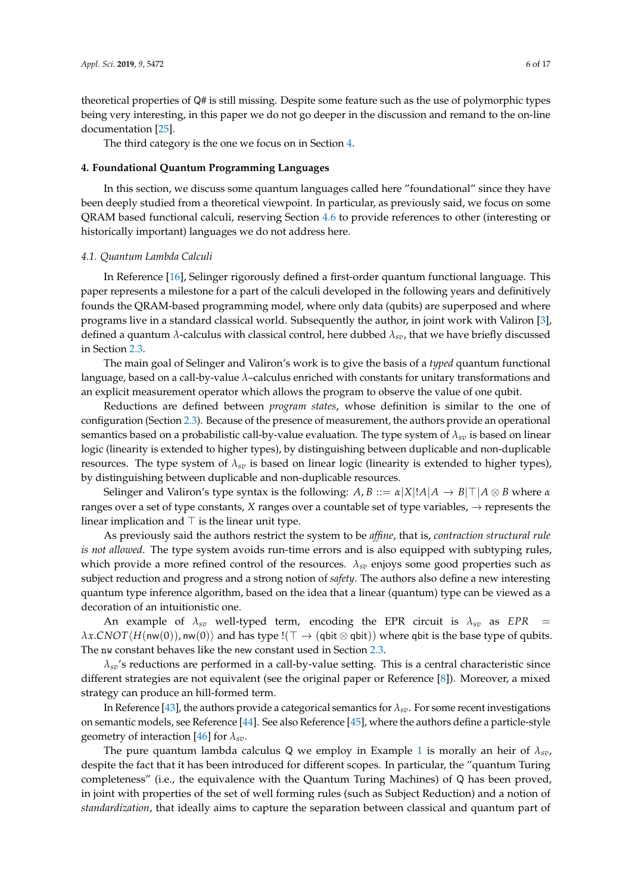theoretical properties of Q# is still missing. Despite some feature such as the use of polymorphic types being very interesting, in this paper we do not go deeper in the discussion and remand to the on-line documentation [25].

The third category is the one we focus on in Section 4.

## 4. Foundational Quantum Programming Languages

In this section, we discuss some quantum languages called here "foundational" since they have been deeply studied from a theoretical viewpoint. In particular, as previously said, we focus on some QRAM based functional calculi, reserving Section 4.6 to provide references to other (interesting or historically important) languages we do not address here.

### 4.1. Quantum Lambda Calculi

In Reference [16], Selinger rigorously defined a first-order quantum functional language. This paper represents a milestone for a part of the calculi developed in the following years and definitively founds the QRAM-based programming model, where only data (qubits) are superposed and where programs live in a standard classical world. Subsequently the author, in joint work with Valiron [3], defined a quantum $\lambda$-calculus with classical control, here dubbed $\lambda_{sv}$, that we have briefly discussed in Section 2.3.

The main goal of Selinger and Valiron's work is to give the basis of a *typed* quantum functional language, based on a call-by-value $\lambda$–calculus enriched with constants for unitary transformations and an explicit measurement operator which allows the program to observe the value of one qubit.

Reductions are defined between *program states*, whose definition is similar to the one of configuration (Section 2.3). Because of the presence of measurement, the authors provide an operational semantics based on a probabilistic call-by-value evaluation. The type system of $\lambda_{sv}$ is based on linear logic (linearity is extended to higher types), by distinguishing between duplicable and non-duplicable resources. The type system of $\lambda_{sv}$ is based on linear logic (linearity is extended to higher types), by distinguishing between duplicable and non-duplicable resources.

Selinger and Valiron's type syntax is the following: $A, B ::= \alpha | X | !A | A \to B | \top | A \otimes B$ where $\alpha$ ranges over a set of type constants, $X$ ranges over a countable set of type variables, $\to$ represents the linear implication and $\top$ is the linear unit type.

As previously said the authors restrict the system to be *affine*, that is, *contraction structural rule is not allowed*. The type system avoids run-time errors and is also equipped with subtyping rules, which provide a more refined control of the resources. $\lambda_{sv}$ enjoys some good properties such as subject reduction and progress and a strong notion of *safety*. The authors also define a new interesting quantum type inference algorithm, based on the idea that a linear (quantum) type can be viewed as a decoration of an intuitionistic one.

An example of $\lambda_{sv}$ well-typed term, encoding the EPR circuit is $\lambda_{sv}$ as $EPR = \lambda x.CNOT\langle H(\mathsf{nw}(0)), \mathsf{nw}(0)\rangle$ and has type $!(\top \to (\mathsf{qbit} \otimes \mathsf{qbit}))$ where $\mathsf{qbit}$ is the base type of qubits. The nw constant behaves like the new constant used in Section 2.3.

$\lambda_{sv}$'s reductions are performed in a call-by-value setting. This is a central characteristic since different strategies are not equivalent (see the original paper or Reference [8]). Moreover, a mixed strategy can produce an hill-formed term.

In Reference [43], the authors provide a categorical semantics for $\lambda_{sv}$. For some recent investigations on semantic models, see Reference [44]. See also Reference [45], where the authors define a particle-style geometry of interaction [46] for $\lambda_{sv}$.

The pure quantum lambda calculus Q we employ in Example 1 is morally an heir of $\lambda_{sv}$, despite the fact that it has been introduced for different scopes. In particular, the "quantum Turing completeness" (i.e., the equivalence with the Quantum Turing Machines) of Q has been proved, in joint with properties of the set of well forming rules (such as Subject Reduction) and a notion of *standardization*, that ideally aims to capture the separation between classical and quantum part of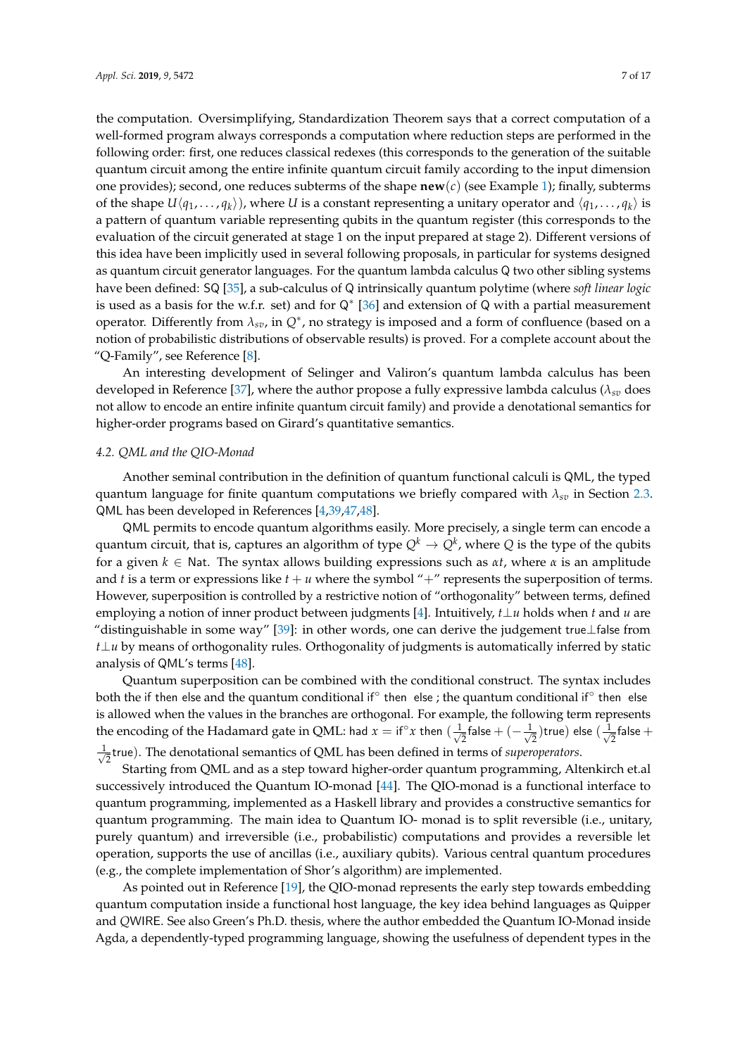the computation. Oversimplifying, Standardization Theorem says that a correct computation of a well-formed program always corresponds a computation where reduction steps are performed in the following order: first, one reduces classical redexes (this corresponds to the generation of the suitable quantum circuit among the entire infinite quantum circuit family according to the input dimension one provides); second, one reduces subterms of the shape $\mathbf{new}(c)$ (see Example 1); finally, subterms of the shape $U\langle q_1, \ldots, q_k \rangle$), where $U$ is a constant representing a unitary operator and $\langle q_1, \ldots, q_k \rangle$ is a pattern of quantum variable representing qubits in the quantum register (this corresponds to the evaluation of the circuit generated at stage 1 on the input prepared at stage 2). Different versions of this idea have been implicitly used in several following proposals, in particular for systems designed as quantum circuit generator languages. For the quantum lambda calculus Q two other sibling systems have been defined: SQ [35], a sub-calculus of Q intrinsically quantum polytime (where *soft linear logic* is used as a basis for the w.f.r. set) and for $Q^*$ [36] and extension of Q with a partial measurement operator. Differently from $\lambda_{sv}$, in $Q^*$, no strategy is imposed and a form of confluence (based on a notion of probabilistic distributions of observable results) is proved. For a complete account about the "Q-Family", see Reference [8].

An interesting development of Selinger and Valiron's quantum lambda calculus has been developed in Reference [37], where the author propose a fully expressive lambda calculus ($\lambda_{sv}$ does not allow to encode an entire infinite quantum circuit family) and provide a denotational semantics for higher-order programs based on Girard's quantitative semantics.

### 4.2. QML and the QIO-Monad

Another seminal contribution in the definition of quantum functional calculi is QML, the typed quantum language for finite quantum computations we briefly compared with $\lambda_{sv}$ in Section 2.3. QML has been developed in References [4,39,47,48].

QML permits to encode quantum algorithms easily. More precisely, a single term can encode a quantum circuit, that is, captures an algorithm of type $Q^k \to Q^k$, where $Q$ is the type of the qubits for a given $k \in \mathsf{Nat}$. The syntax allows building expressions such as $\alpha t$, where $\alpha$ is an amplitude and $t$ is a term or expressions like $t + u$ where the symbol "+" represents the superposition of terms. However, superposition is controlled by a restrictive notion of "orthogonality" between terms, defined employing a notion of inner product between judgments [4]. Intuitively, $t \perp u$ holds when $t$ and $u$ are "distinguishable in some way" [39]: in other words, one can derive the judgement $\mathsf{true} \perp \mathsf{false}$ from $t \perp u$ by means of orthogonality rules. Orthogonality of judgments is automatically inferred by static analysis of QML's terms [48].

Quantum superposition can be combined with the conditional construct. The syntax includes both the if then else and the quantum conditional $\mathsf{if}^\circ$ then else ; the quantum conditional $\mathsf{if}^\circ$ then else is allowed when the values in the branches are orthogonal. For example, the following term represents the encoding of the Hadamard gate in QML: $\mathsf{had}\ x = \mathsf{if}^\circ x\ \mathsf{then}\ (\frac{1}{\sqrt{2}}\mathsf{false} + (-\frac{1}{\sqrt{2}})\mathsf{true})\ \mathsf{else}\ (\frac{1}{\sqrt{2}}\mathsf{false} + \frac{1}{\sqrt{2}}\mathsf{true})$. The denotational semantics of QML has been defined in terms of *superoperators*.

Starting from QML and as a step toward higher-order quantum programming, Altenkirch et.al successively introduced the Quantum IO-monad [44]. The QIO-monad is a functional interface to quantum programming, implemented as a Haskell library and provides a constructive semantics for quantum programming. The main idea to Quantum IO- monad is to split reversible (i.e., unitary, purely quantum) and irreversible (i.e., probabilistic) computations and provides a reversible let operation, supports the use of ancillas (i.e., auxiliary qubits). Various central quantum procedures (e.g., the complete implementation of Shor's algorithm) are implemented.

As pointed out in Reference [19], the QIO-monad represents the early step towards embedding quantum computation inside a functional host language, the key idea behind languages as Quipper and QWIRE. See also Green's Ph.D. thesis, where the author embedded the Quantum IO-Monad inside Agda, a dependently-typed programming language, showing the usefulness of dependent types in the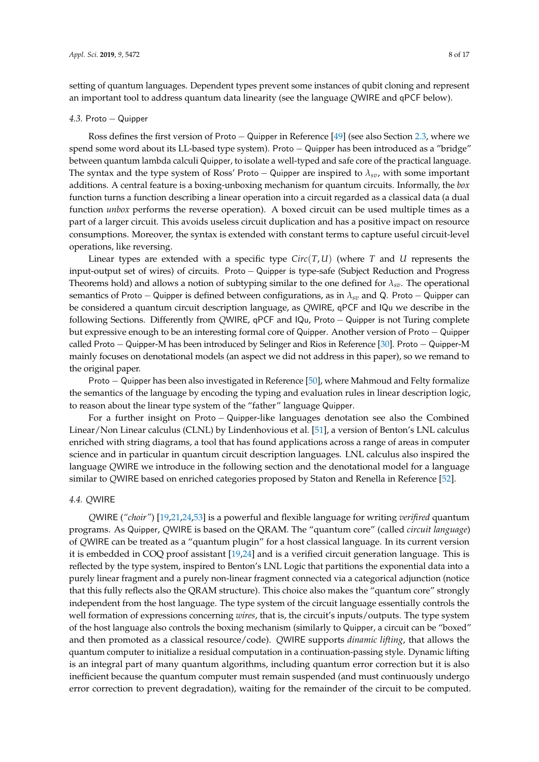setting of quantum languages. Dependent types prevent some instances of qubit cloning and represent an important tool to address quantum data linearity (see the language *Q*WIRE and qPCF below).

### 4.3. Proto − Quipper

Ross defines the first version of Proto − Quipper in Reference [49] (see also Section 2.3, where we spend some word about its LL-based type system). Proto − Quipper has been introduced as a "bridge" between quantum lambda calculi Quipper, to isolate a well-typed and safe core of the practical language. The syntax and the type system of Ross' Proto − Quipper are inspired to $\lambda_{sv}$, with some important additions. A central feature is a boxing-unboxing mechanism for quantum circuits. Informally, the *box* function turns a function describing a linear operation into a circuit regarded as a classical data (a dual function *unbox* performs the reverse operation). A boxed circuit can be used multiple times as a part of a larger circuit. This avoids useless circuit duplication and has a positive impact on resource consumptions. Moreover, the syntax is extended with constant terms to capture useful circuit-level operations, like reversing.

Linear types are extended with a specific type $Circ(T, U)$ (where $T$ and $U$ represents the input-output set of wires) of circuits. Proto − Quipper is type-safe (Subject Reduction and Progress Theorems hold) and allows a notion of subtyping similar to the one defined for $\lambda_{sv}$. The operational semantics of Proto − Quipper is defined between configurations, as in $\lambda_{sv}$ and Q. Proto − Quipper can be considered a quantum circuit description language, as *Q*WIRE, qPCF and IQu we describe in the following Sections. Differently from *Q*WIRE, qPCF and IQu, Proto − Quipper is not Turing complete but expressive enough to be an interesting formal core of Quipper. Another version of Proto − Quipper called Proto − Quipper-M has been introduced by Selinger and Rios in Reference [30]. Proto − Quipper-M mainly focuses on denotational models (an aspect we did not address in this paper), so we remand to the original paper.

Proto − Quipper has been also investigated in Reference [50], where Mahmoud and Felty formalize the semantics of the language by encoding the typing and evaluation rules in linear description logic, to reason about the linear type system of the "father" language Quipper.

For a further insight on Proto − Quipper-like languages denotation see also the Combined Linear/Non Linear calculus (CLNL) by Lindenhovious et al. [51], a version of Benton's LNL calculus enriched with string diagrams, a tool that has found applications across a range of areas in computer science and in particular in quantum circuit description languages. LNL calculus also inspired the language *Q*WIRE we introduce in the following section and the denotational model for a language similar to *Q*WIRE based on enriched categories proposed by Staton and Renella in Reference [52].

### 4.4. *Q*WIRE

*Q*WIRE (*"choir"*) [19,21,24,53] is a powerful and flexible language for writing *verifired* quantum programs. As Quipper, *Q*WIRE is based on the QRAM. The "quantum core" (called *circuit language*) of *Q*WIRE can be treated as a "quantum plugin" for a host classical language. In its current version it is embedded in COQ proof assistant [19,24] and is a verified circuit generation language. This is reflected by the type system, inspired to Benton's LNL Logic that partitions the exponential data into a purely linear fragment and a purely non-linear fragment connected via a categorical adjunction (notice that this fully reflects also the QRAM structure). This choice also makes the "quantum core" strongly independent from the host language. The type system of the circuit language essentially controls the well formation of expressions concerning *wires*, that is, the circuit's inputs/outputs. The type system of the host language also controls the boxing mechanism (similarly to Quipper, a circuit can be "boxed" and then promoted as a classical resource/code). *Q*WIRE supports *dinamic lifting*, that allows the quantum computer to initialize a residual computation in a continuation-passing style. Dynamic lifting is an integral part of many quantum algorithms, including quantum error correction but it is also inefficient because the quantum computer must remain suspended (and must continuously undergo error correction to prevent degradation), waiting for the remainder of the circuit to be computed.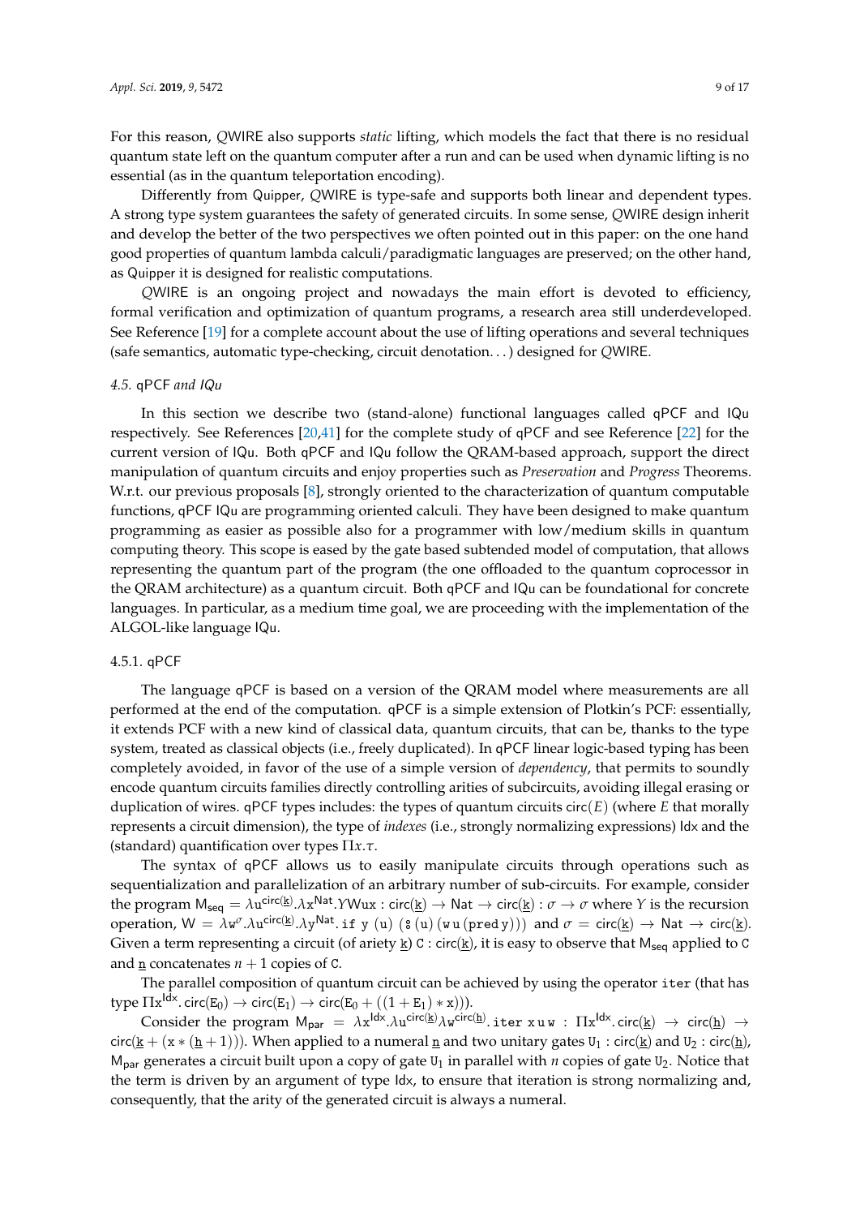For this reason, QWIRE also supports *static* lifting, which models the fact that there is no residual quantum state left on the quantum computer after a run and can be used when dynamic lifting is no essential (as in the quantum teleportation encoding).

Differently from Quipper, QWIRE is type-safe and supports both linear and dependent types. A strong type system guarantees the safety of generated circuits. In some sense, QWIRE design inherit and develop the better of the two perspectives we often pointed out in this paper: on the one hand good properties of quantum lambda calculi/paradigmatic languages are preserved; on the other hand, as Quipper it is designed for realistic computations.

QWIRE is an ongoing project and nowadays the main effort is devoted to efficiency, formal verification and optimization of quantum programs, a research area still underdeveloped. See Reference [19] for a complete account about the use of lifting operations and several techniques (safe semantics, automatic type-checking, circuit denotation...) designed for QWIRE.

### 4.5. qPCF *and* IQu

In this section we describe two (stand-alone) functional languages called qPCF and IQu respectively. See References [20,41] for the complete study of qPCF and see Reference [22] for the current version of IQu. Both qPCF and IQu follow the QRAM-based approach, support the direct manipulation of quantum circuits and enjoy properties such as *Preservation* and *Progress* Theorems. W.r.t. our previous proposals [8], strongly oriented to the characterization of quantum computable functions, qPCF IQu are programming oriented calculi. They have been designed to make quantum programming as easier as possible also for a programmer with low/medium skills in quantum computing theory. This scope is eased by the gate based subtended model of computation, that allows representing the quantum part of the program (the one offloaded to the quantum coprocessor in the QRAM architecture) as a quantum circuit. Both qPCF and IQu can be foundational for concrete languages. In particular, as a medium time goal, we are proceeding with the implementation of the ALGOL-like language IQu.

#### 4.5.1. qPCF

The language qPCF is based on a version of the QRAM model where measurements are all performed at the end of the computation. qPCF is a simple extension of Plotkin's PCF: essentially, it extends PCF with a new kind of classical data, quantum circuits, that can be, thanks to the type system, treated as classical objects (i.e., freely duplicated). In qPCF linear logic-based typing has been completely avoided, in favor of the use of a simple version of *dependency*, that permits to soundly encode quantum circuits families directly controlling arities of subcircuits, avoiding illegal erasing or duplication of wires. qPCF types includes: the types of quantum circuits $\mathsf{circ}(E)$ (where $E$ that morally represents a circuit dimension), the type of *indexes* (i.e., strongly normalizing expressions) $\mathsf{Idx}$ and the (standard) quantification over types $\Pi x.\tau$.

The syntax of qPCF allows us to easily manipulate circuits through operations such as sequentialization and parallelization of an arbitrary number of sub-circuits. For example, consider the program $\mathsf{M_{seq}} = \lambda \mathtt{u}^{\mathsf{circ}(\underline{\mathtt{k}})}.\lambda \mathtt{x}^{\mathsf{Nat}}.Y\mathtt{W}\mathtt{u}\mathtt{x} : \mathsf{circ}(\underline{\mathtt{k}}) \to \mathsf{Nat} \to \mathsf{circ}(\underline{\mathtt{k}}) : \sigma \to \sigma$ where $Y$ is the recursion operation, $\mathtt{W} = \lambda \mathtt{w}^{\sigma}.\lambda \mathtt{u}^{\mathsf{circ}(\underline{\mathtt{k}})}.\lambda \mathtt{y}^{\mathsf{Nat}}.\mathtt{if}\ \mathtt{y}\ (\mathtt{u})\ (\mathtt{\S}\,(\mathtt{u})\,(\mathtt{w}\,\mathtt{u}\,(\mathtt{pred}\,\mathtt{y})))$ and $\sigma = \mathsf{circ}(\underline{\mathtt{k}}) \to \mathsf{Nat} \to \mathsf{circ}(\underline{\mathtt{k}})$. Given a term representing a circuit (of ariety $\underline{\mathtt{k}}$) $\mathtt{C} : \mathsf{circ}(\underline{\mathtt{k}})$, it is easy to observe that $\mathsf{M_{seq}}$ applied to $\mathtt{C}$ and $\underline{\mathtt{n}}$ concatenates $n+1$ copies of $\mathtt{C}$.

The parallel composition of quantum circuit can be achieved by using the operator `iter` (that has type $\Pi \mathtt{x}^{\mathsf{Idx}}.\,\mathsf{circ}(\mathtt{E}_0) \to \mathsf{circ}(\mathtt{E}_1) \to \mathsf{circ}(\mathtt{E}_0 + ((1+\mathtt{E}_1) * \mathtt{x})))$.

Consider the program $\mathsf{M_{par}} = \lambda \mathtt{x}^{\mathsf{Idx}}.\lambda \mathtt{u}^{\mathsf{circ}(\underline{\mathtt{k}})}\lambda \mathtt{w}^{\mathsf{circ}(\underline{\mathtt{h}})}.\mathtt{iter}\ \mathtt{x}\,\mathtt{u}\,\mathtt{w} : \Pi \mathtt{x}^{\mathsf{Idx}}.\,\mathsf{circ}(\underline{\mathtt{k}}) \to \mathsf{circ}(\underline{\mathtt{h}}) \to \mathsf{circ}(\underline{\mathtt{k}} + (\mathtt{x} * (\underline{\mathtt{h}} + 1)))$. When applied to a numeral $\underline{\mathtt{n}}$ and two unitary gates $\mathtt{U}_1 : \mathsf{circ}(\underline{\mathtt{k}})$ and $\mathtt{U}_2 : \mathsf{circ}(\underline{\mathtt{h}})$, $\mathsf{M_{par}}$ generates a circuit built upon a copy of gate $\mathtt{U}_1$ in parallel with $n$ copies of gate $\mathtt{U}_2$. Notice that the term is driven by an argument of type $\mathsf{Idx}$, to ensure that iteration is strong normalizing and, consequently, that the arity of the generated circuit is always a numeral.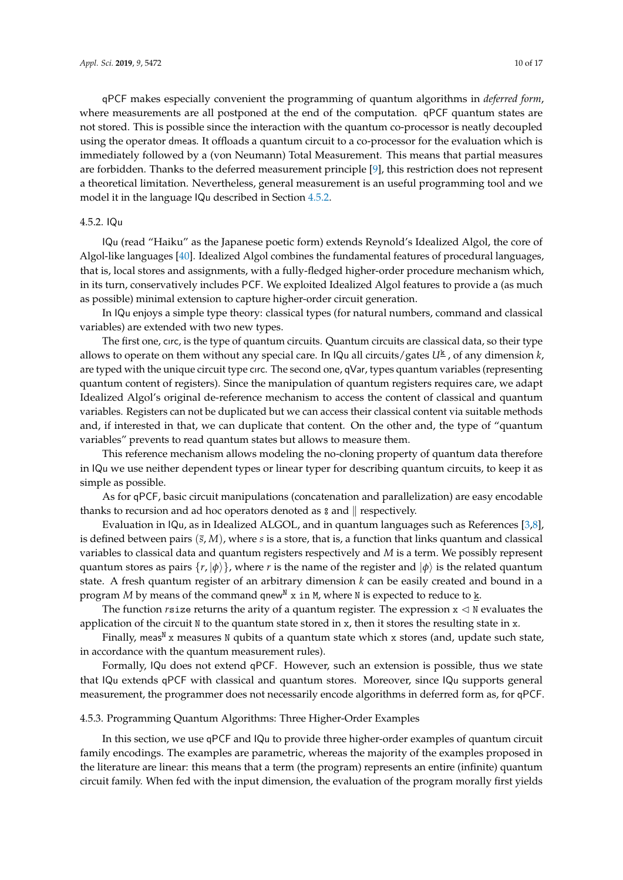qPCF makes especially convenient the programming of quantum algorithms in *deferred form*, where measurements are all postponed at the end of the computation. qPCF quantum states are not stored. This is possible since the interaction with the quantum co-processor is neatly decoupled using the operator dmeas. It offloads a quantum circuit to a co-processor for the evaluation which is immediately followed by a (von Neumann) Total Measurement. This means that partial measures are forbidden. Thanks to the deferred measurement principle [9], this restriction does not represent a theoretical limitation. Nevertheless, general measurement is an useful programming tool and we model it in the language IQu described in Section 4.5.2.

#### 4.5.2. IQu

IQu (read "Haiku" as the Japanese poetic form) extends Reynold's Idealized Algol, the core of Algol-like languages [40]. Idealized Algol combines the fundamental features of procedural languages, that is, local stores and assignments, with a fully-fledged higher-order procedure mechanism which, in its turn, conservatively includes PCF. We exploited Idealized Algol features to provide a (as much as possible) minimal extension to capture higher-order circuit generation.

In IQu enjoys a simple type theory: classical types (for natural numbers, command and classical variables) are extended with two new types.

The first one, circ, is the type of quantum circuits. Quantum circuits are classical data, so their type allows to operate on them without any special care. In IQu all circuits/gates $U^{\underline{k}}$, of any dimension $k$, are typed with the unique circuit type circ. The second one, qVar, types quantum variables (representing quantum content of registers). Since the manipulation of quantum registers requires care, we adapt Idealized Algol's original de-reference mechanism to access the content of classical and quantum variables. Registers can not be duplicated but we can access their classical content via suitable methods and, if interested in that, we can duplicate that content. On the other and, the type of "quantum variables" prevents to read quantum states but allows to measure them.

This reference mechanism allows modeling the no-cloning property of quantum data therefore in IQu we use neither dependent types or linear typer for describing quantum circuits, to keep it as simple as possible.

As for qPCF, basic circuit manipulations (concatenation and parallelization) are easy encodable thanks to recursion and ad hoc operators denoted as $\fatsemi$ and $\parallel$ respectively.

Evaluation in IQu, as in Idealized ALGOL, and in quantum languages such as References [3,8], is defined between pairs $(\bar{s}, M)$, where $s$ is a store, that is, a function that links quantum and classical variables to classical data and quantum registers respectively and $M$ is a term. We possibly represent quantum stores as pairs $\{r, |\phi\rangle\}$, where $r$ is the name of the register and $|\phi\rangle$ is the related quantum state. A fresh quantum register of an arbitrary dimension $k$ can be easily created and bound in a program $M$ by means of the command $\mathsf{qnew}^{\mathtt{N}}$ `x in M`, where `N` is expected to reduce to $\underline{k}$.

The function *r*`size` returns the arity of a quantum register. The expression `x` $\triangleleft$ `N` evaluates the application of the circuit `N` to the quantum state stored in `x`, then it stores the resulting state in `x`.

Finally, $\mathsf{meas}^{\mathtt{N}}$ `x` measures `N` qubits of a quantum state which `x` stores (and, update such state, in accordance with the quantum measurement rules).

Formally, IQu does not extend qPCF. However, such an extension is possible, thus we state that IQu extends qPCF with classical and quantum stores. Moreover, since IQu supports general measurement, the programmer does not necessarily encode algorithms in deferred form as, for qPCF.

#### 4.5.3. Programming Quantum Algorithms: Three Higher-Order Examples

In this section, we use qPCF and IQu to provide three higher-order examples of quantum circuit family encodings. The examples are parametric, whereas the majority of the examples proposed in the literature are linear: this means that a term (the program) represents an entire (infinite) quantum circuit family. When fed with the input dimension, the evaluation of the program morally first yields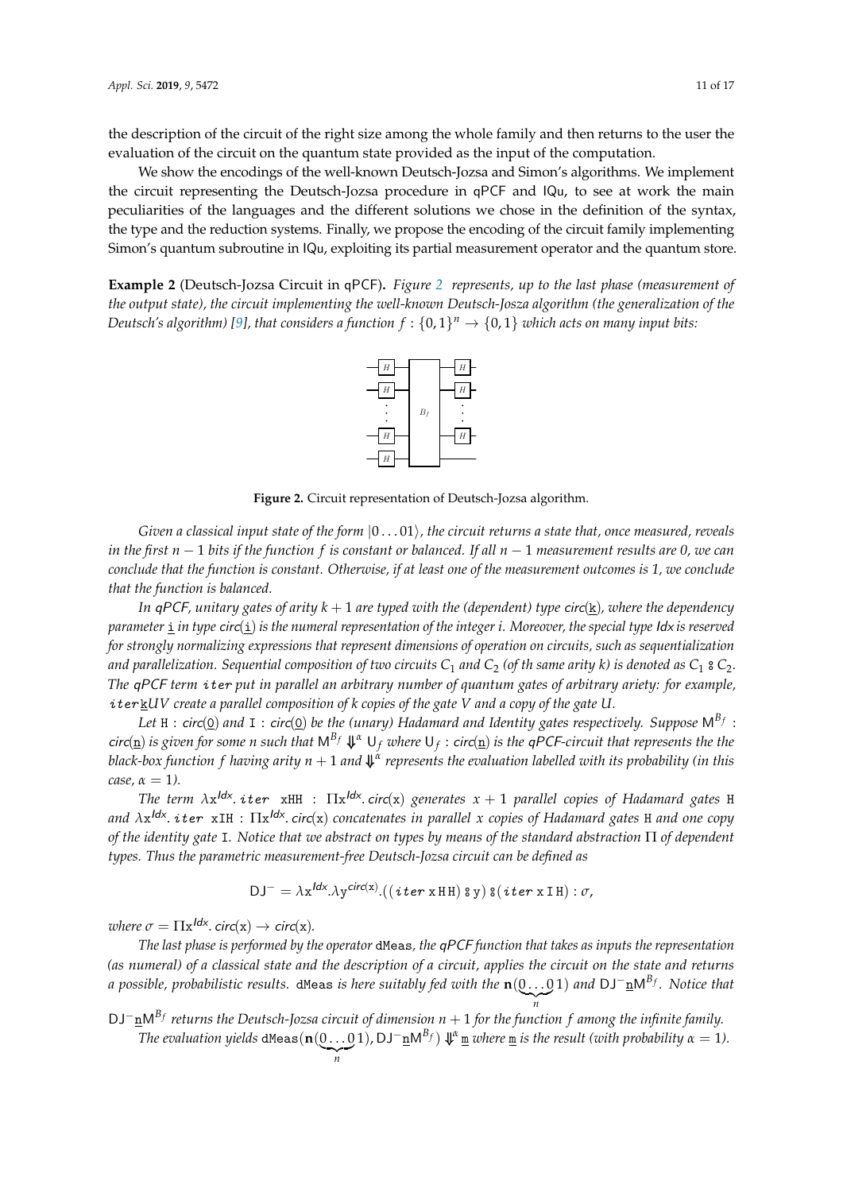the description of the circuit of the right size among the whole family and then returns to the user the evaluation of the circuit on the quantum state provided as the input of the computation.

We show the encodings of the well-known Deutsch-Jozsa and Simon's algorithms. We implement the circuit representing the Deutsch-Jozsa procedure in qPCF and IQu, to see at work the main peculiarities of the languages and the different solutions we chose in the definition of the syntax, the type and the reduction systems. Finally, we propose the encoding of the circuit family implementing Simon's quantum subroutine in IQu, exploiting its partial measurement operator and the quantum store.

**Example 2** (Deutsch-Jozsa Circuit in qPCF)**.** *Figure 2 represents, up to the last phase (measurement of the output state), the circuit implementing the well-known Deutsch-Josza algorithm (the generalization of the Deutsch's algorithm) [9], that considers a function $f : \{0,1\}^n \to \{0,1\}$ which acts on many input bits:*

**Figure 2.** Circuit representation of Deutsch-Jozsa algorithm.

*Given a classical input state of the form $|0\ldots01\rangle$, the circuit returns a state that, once measured, reveals in the first $n-1$ bits if the function $f$ is constant or balanced. If all $n-1$ measurement results are 0, we can conclude that the function is constant. Otherwise, if at least one of the measurement outcomes is 1, we conclude that the function is balanced.*

*In qPCF, unitary gates of arity $k+1$ are typed with the (dependent) type $\mathit{circ}(\underline{k})$, where the dependency parameter $\underline{i}$ in type $\mathit{circ}(\underline{i})$ is the numeral representation of the integer $i$. Moreover, the special type Idx is reserved for strongly normalizing expressions that represent dimensions of operation on circuits, such as sequentialization and parallelization. Sequential composition of two circuits $C_1$ and $C_2$ (of th same arity $k$) is denoted as $C_1 \mathbin{⨾} C_2$. The qPCF term $\mathtt{iter}$ put in parallel an arbitrary number of quantum gates of arbitrary ariety: for example, $\mathtt{iter}\,\underline{k}UV$ create a parallel composition of $k$ copies of the gate $V$ and a copy of the gate $U$.*

*Let $\mathtt{H} : \mathit{circ}(\underline{0})$ and $\mathtt{I} : \mathit{circ}(\underline{0})$ be the (unary) Hadamard and Identity gates respectively. Suppose $\mathsf{M}^{B_f} : \mathit{circ}(\underline{n})$ is given for some $n$ such that $\mathsf{M}^{B_f} \Downarrow^{\alpha} \mathsf{U}_f$ where $\mathsf{U}_f : \mathit{circ}(\underline{n})$ is the qPCF-circuit that represents the the black-box function $f$ having arity $n+1$ and $\Downarrow^{\alpha}$ represents the evaluation labelled with its probability (in this case, $\alpha = 1$).*

*The term $\lambda \mathrm{x}^{\mathit{Idx}}.\,\mathtt{iter}\;\; \mathtt{xHH} : \Pi \mathrm{x}^{\mathit{Idx}}.\, \mathit{circ}(\mathrm{x})$ generates $x+1$ parallel copies of Hadamard gates $\mathtt{H}$ and $\lambda \mathrm{x}^{\mathit{Idx}}.\,\mathtt{iter}\;\; \mathtt{xIH} : \Pi \mathrm{x}^{\mathit{Idx}}.\, \mathit{circ}(\mathrm{x})$ concatenates in parallel $x$ copies of Hadamard gates $\mathtt{H}$ and one copy of the identity gate $\mathtt{I}$. Notice that we abstract on types by means of the standard abstraction $\Pi$ of dependent types. Thus the parametric measurement-free Deutsch-Jozsa circuit can be defined as*

$$\mathsf{DJ}^- = \lambda \mathrm{x}^{\mathit{Idx}}.\lambda \mathrm{y}^{\mathit{circ}(\mathrm{x})}.((\mathtt{iter}\;\mathrm{x}\,\mathtt{H}\,\mathtt{H}) \mathbin{⨾} \mathrm{y}) \mathbin{⨾} (\mathtt{iter}\;\mathrm{x}\,\mathtt{I}\,\mathtt{H}) : \sigma,$$

*where $\sigma = \Pi \mathrm{x}^{\mathit{Idx}}.\, \mathit{circ}(\mathrm{x}) \to \mathit{circ}(\mathrm{x})$.*

*The last phase is performed by the operator $\mathtt{dMeas}$, the qPCF function that takes as inputs the representation (as numeral) of a classical state and the description of a circuit, applies the circuit on the state and returns a possible, probabilistic results. $\mathtt{dMeas}$ is here suitably fed with the $\mathbf{n}(\underbrace{0\ldots0}_{n}1)$ and $\mathsf{DJ}^-\underline{n}\mathsf{M}^{B_f}$. Notice that $\mathsf{DJ}^-\underline{n}\mathsf{M}^{B_f}$ returns the Deutsch-Jozsa circuit of dimension $n+1$ for the function $f$ among the infinite family.*

*The evaluation yields $\mathtt{dMeas}(\mathbf{n}(\underbrace{0\ldots0}_{n}1), \mathsf{DJ}^-\underline{n}\mathsf{M}^{B_f}) \Downarrow^{\alpha} \underline{m}$ where $\underline{m}$ is the result (with probability $\alpha = 1$).*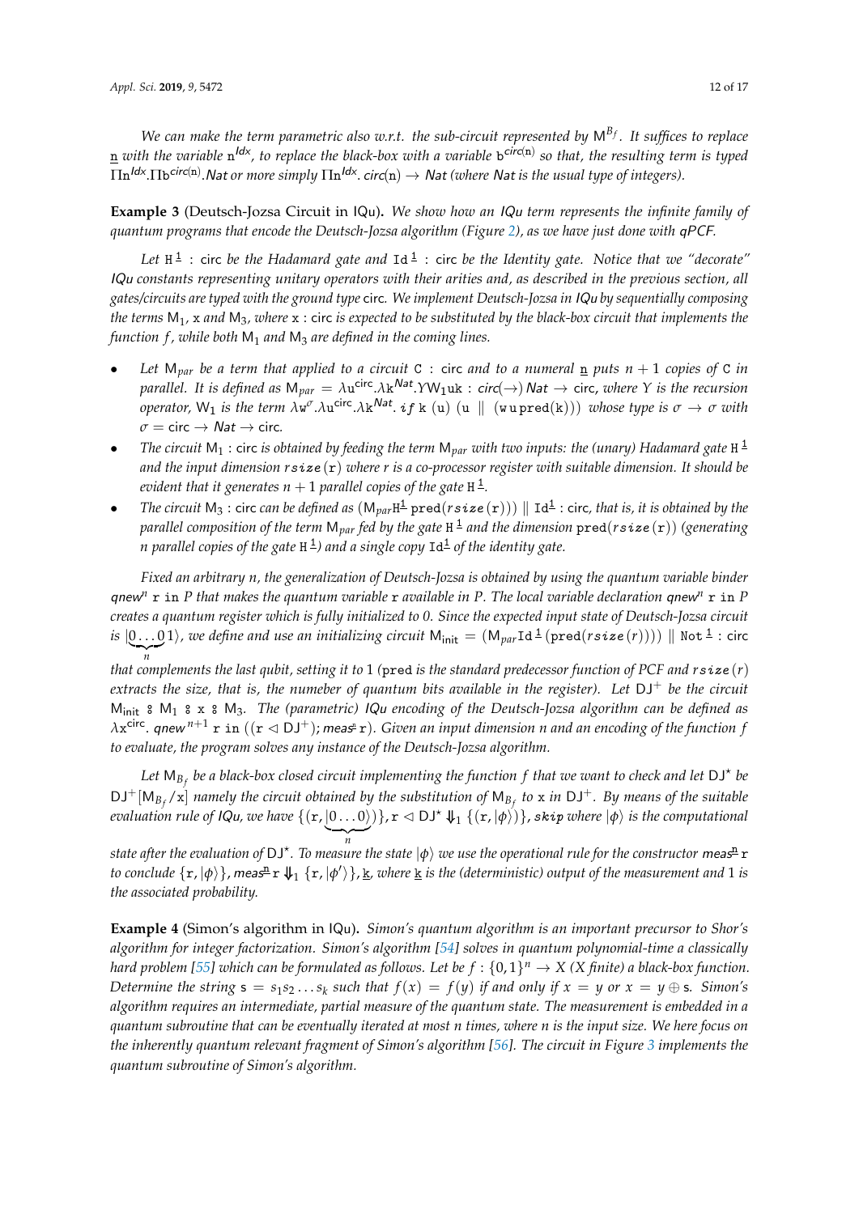*We can make the term parametric also w.r.t. the sub-circuit represented by $\mathsf{M}^{B_f}$. It suffices to replace $\underline{\mathtt{n}}$ with the variable $\mathtt{n}^{\mathit{Idx}}$, to replace the black-box with a variable $\mathtt{b}^{\mathit{circ}(\mathtt{n})}$ so that, the resulting term is typed $\Pi\mathtt{n}^{\mathit{Idx}}.\Pi\mathtt{b}^{\mathit{circ}(\mathtt{n})}.\mathit{Nat}$ or more simply $\Pi\mathtt{n}^{\mathit{Idx}}.\ \mathit{circ}(\mathtt{n}) \to \mathit{Nat}$ (where $\mathit{Nat}$ is the usual type of integers).*

**Example 3** (Deutsch-Jozsa Circuit in IQu)**.** *We show how an IQu term represents the infinite family of quantum programs that encode the Deutsch-Jozsa algorithm (Figure 2), as we have just done with qPCF.*

*Let $\mathtt{H}^{\underline{1}}$ : circ be the Hadamard gate and $\mathtt{Id}^{\underline{1}}$ : circ be the Identity gate. Notice that we "decorate" IQu constants representing unitary operators with their arities and, as described in the previous section, all gates/circuits are typed with the ground type circ. We implement Deutsch-Jozsa in IQu by sequentially composing the terms $\mathsf{M}_1$, $\mathtt{x}$ and $\mathsf{M}_3$, where $\mathtt{x}$ : circ is expected to be substituted by the black-box circuit that implements the function $f$, while both $\mathsf{M}_1$ and $\mathsf{M}_3$ are defined in the coming lines.*

- *Let $\mathsf{M}_{par}$ be a term that applied to a circuit $\mathtt{C}$ : circ and to a numeral $\underline{\mathtt{n}}$ puts $n+1$ copies of $\mathtt{C}$ in parallel. It is defined as $\mathsf{M}_{par} = \lambda\mathtt{u}^{\mathsf{circ}}.\lambda\mathtt{k}^{\mathit{Nat}}.Y\mathsf{W}_1\mathtt{uk}$ : $\mathit{circ}(\to)\ \mathit{Nat} \to \mathsf{circ}$, where $Y$ is the recursion operator, $\mathsf{W}_1$ is the term $\lambda\mathtt{w}^{\sigma}.\lambda\mathtt{u}^{\mathsf{circ}}.\lambda\mathtt{k}^{\mathit{Nat}}.\ \mathit{if}\ \mathtt{k}\ (\mathtt{u})\ (\mathtt{u}\ \parallel\ (\mathtt{w\,u\,pred(k)}))$ whose type is $\sigma \to \sigma$ with $\sigma = \mathsf{circ} \to \mathit{Nat} \to \mathsf{circ}$.*
- *The circuit $\mathsf{M}_1$ : circ is obtained by feeding the term $\mathsf{M}_{par}$ with two inputs: the (unary) Hadamard gate $\mathtt{H}^{\underline{1}}$ and the input dimension $\mathit{rsize}(\mathtt{r})$ where r is a co-processor register with suitable dimension. It should be evident that it generates $n+1$ parallel copies of the gate $\mathtt{H}^{\underline{1}}$.*
- *The circuit $\mathsf{M}_3$ : circ can be defined as $(\mathsf{M}_{par}\mathtt{H}^{\underline{1}}\ \mathtt{pred}(\mathit{rsize}(\mathtt{r})))\ \parallel\ \mathtt{Id}^{\underline{1}}$ : circ, that is, it is obtained by the parallel composition of the term $\mathsf{M}_{par}$ fed by the gate $\mathtt{H}^{\underline{1}}$ and the dimension $\mathtt{pred}(\mathit{rsize}(\mathtt{r}))$ (generating $n$ parallel copies of the gate $\mathtt{H}^{\underline{1}}$) and a single copy $\mathtt{Id}^{\underline{1}}$ of the identity gate.*

*Fixed an arbitrary $n$, the generalization of Deutsch-Jozsa is obtained by using the quantum variable binder $\mathit{qnew}^n\ \mathtt{r}\ \mathtt{in}\ P$ that makes the quantum variable r available in $P$. The local variable declaration $\mathit{qnew}^n\ \mathtt{r}\ \mathtt{in}\ P$ creates a quantum register which is fully initialized to 0. Since the expected input state of Deutsch-Jozsa circuit is $|\underbrace{0\ldots0}_{n}1\rangle$, we define and use an initializing circuit $\mathsf{M}_{\mathsf{init}} = (\mathsf{M}_{par}\mathtt{Id}^{\underline{1}}(\mathtt{pred}(\mathit{rsize}(r))))\ \parallel\ \mathtt{Not}^{\underline{1}}$ : circ that complements the last qubit, setting it to 1 (pred is the standard predecessor function of PCF and $\mathit{rsize}(r)$ extracts the size, that is, the numeber of quantum bits available in the register). Let $\mathsf{DJ}^+$ be the circuit $\mathsf{M}_{\mathsf{init}}$ ⨾ $\mathsf{M}_1$ ⨾ $\mathtt{x}$ ⨾ $\mathsf{M}_3$. The (parametric) IQu encoding of the Deutsch-Jozsa algorithm can be defined as $\lambda\mathtt{x}^{\mathsf{circ}}.\ \mathit{qnew}^{n+1}\ \mathtt{r}\ \mathtt{in}\ ((\mathtt{r} \lhd \mathsf{DJ}^+);\ \mathit{meas}^{\underline{n}}\ \mathtt{r})$. Given an input dimension $n$ and an encoding of the function $f$ to evaluate, the program solves any instance of the Deutsch-Jozsa algorithm.*

*Let $\mathsf{M}_{B_f}$ be a black-box closed circuit implementing the function $f$ that we want to check and let $\mathsf{DJ}^\star$ be $\mathsf{DJ}^+[\mathsf{M}_{B_f}/\mathtt{x}]$ namely the circuit obtained by the substitution of $\mathsf{M}_{B_f}$ to $\mathtt{x}$ in $\mathsf{DJ}^+$. By means of the suitable evaluation rule of IQu, we have $\{(\mathtt{r}, |\underbrace{0\ldots0}_{n})\rangle\}, \mathtt{r} \lhd \mathsf{DJ}^\star \Downarrow_1 \{(\mathtt{r}, |\phi\rangle)\}, \mathit{skip}$ where $|\phi\rangle$ is the computational state after the evaluation of $\mathsf{DJ}^\star$. To measure the state $|\phi\rangle$ we use the operational rule for the constructor $\mathit{meas}^{\underline{n}}\ \mathtt{r}$ to conclude $\{\mathtt{r}, |\phi\rangle\}, \mathit{meas}^{\underline{n}}\ \mathtt{r} \Downarrow_1 \{\mathtt{r}, |\phi'\rangle\}, \underline{\mathtt{k}}$, where $\underline{\mathtt{k}}$ is the (deterministic) output of the measurement and 1 is the associated probability.*

**Example 4** (Simon's algorithm in IQu)**.** *Simon's quantum algorithm is an important precursor to Shor's algorithm for integer factorization. Simon's algorithm [54] solves in quantum polynomial-time a classically hard problem [55] which can be formulated as follows. Let be $f : \{0,1\}^n \to X$ ($X$ finite) a black-box function. Determine the string $\mathsf{s} = s_1 s_2 \ldots s_k$ such that $f(x) = f(y)$ if and only if $x = y$ or $x = y \oplus \mathsf{s}$. Simon's algorithm requires an intermediate, partial measure of the quantum state. The measurement is embedded in a quantum subroutine that can be eventually iterated at most $n$ times, where $n$ is the input size. We here focus on the inherently quantum relevant fragment of Simon's algorithm [56]. The circuit in Figure 3 implements the quantum subroutine of Simon's algorithm.*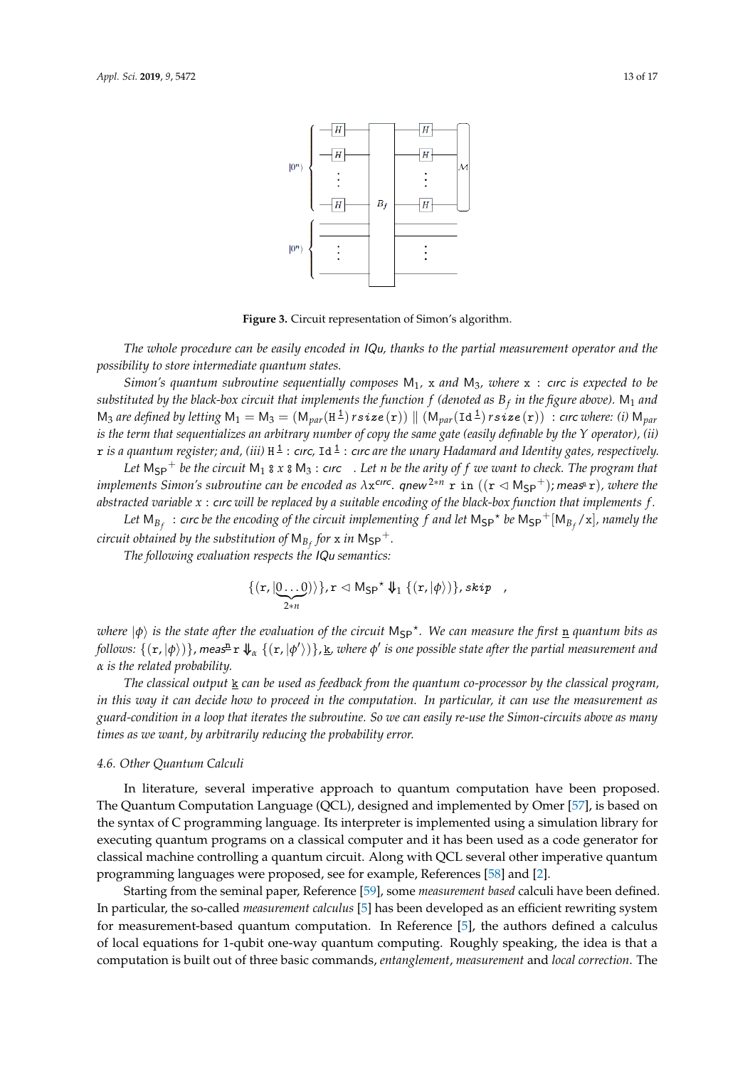**Figure 3.** Circuit representation of Simon's algorithm.

*The whole procedure can be easily encoded in IQu, thanks to the partial measurement operator and the possibility to store intermediate quantum states.*

*Simon's quantum subroutine sequentially composes $\mathsf{M}_1$, $\mathtt{x}$ and $\mathsf{M}_3$, where $\mathtt{x}$ : circ is expected to be substituted by the black-box circuit that implements the function $f$ (denoted as $B_f$ in the figure above). $\mathsf{M}_1$ and $\mathsf{M}_3$ are defined by letting $\mathsf{M}_1 = \mathsf{M}_3 = (\mathsf{M}_{par}(\mathtt{H}^{\underline{1}})\, \mathit{rsize}(\mathtt{r})) \parallel (\mathsf{M}_{par}(\mathtt{Id}^{\underline{1}})\, \mathit{rsize}(\mathtt{r}))$ : circ where: (i) $\mathsf{M}_{par}$ is the term that sequentializes an arbitrary number of copy the same gate (easily definable by the Y operator), (ii) $\mathtt{r}$ is a quantum register; and, (iii) $\mathtt{H}^{\underline{1}}$ : circ, $\mathtt{Id}^{\underline{1}}$ : circ are the unary Hadamard and Identity gates, respectively.*

*Let $\mathsf{M}_{\mathsf{SP}}{}^{+}$ be the circuit $\mathsf{M}_1 \fatsemi x \fatsemi \mathsf{M}_3$ : circ . Let $n$ be the arity of $f$ we want to check. The program that implements Simon's subroutine can be encoded as $\lambda \mathtt{x}^{circ}.\ qnew^{2*n}\ \mathtt{r}\ \mathtt{in}\ ((\mathtt{r} \triangleleft \mathsf{M}_{\mathsf{SP}}{}^{+}); meas^{\underline{n}}\, \mathtt{r})$, where the abstracted variable $x$ : circ will be replaced by a suitable encoding of the black-box function that implements $f$.*

*Let $\mathsf{M}_{B_f}$ : circ be the encoding of the circuit implementing $f$ and let $\mathsf{M}_{\mathsf{SP}}{}^{\star}$ be $\mathsf{M}_{\mathsf{SP}}{}^{+}[\mathsf{M}_{B_f}/\mathtt{x}]$, namely the circuit obtained by the substitution of $\mathsf{M}_{B_f}$ for $\mathtt{x}$ in $\mathsf{M}_{\mathsf{SP}}{}^{+}$.*

*The following evaluation respects the IQu semantics:*

$$\{(\mathtt{r}, |\underbrace{0\ldots 0}_{2*n}\rangle)\}, \mathtt{r} \triangleleft \mathsf{M}_{\mathsf{SP}}{}^{\star} \Downarrow_1 \{(\mathtt{r}, |\phi\rangle)\}, \mathit{skip} \quad ,$$

*where $|\phi\rangle$ is the state after the evaluation of the circuit $\mathsf{M}_{\mathsf{SP}}{}^{\star}$. We can measure the first $\underline{n}$ quantum bits as follows: $\{(\mathtt{r}, |\phi\rangle)\}, meas^{\underline{n}}\, \mathtt{r} \Downarrow_\alpha \{(\mathtt{r}, |\phi'\rangle)\}, \underline{\mathtt{k}}$, where $\phi'$ is one possible state after the partial measurement and $\alpha$ is the related probability.*

*The classical output $\underline{\mathtt{k}}$ can be used as feedback from the quantum co-processor by the classical program, in this way it can decide how to proceed in the computation. In particular, it can use the measurement as guard-condition in a loop that iterates the subroutine. So we can easily re-use the Simon-circuits above as many times as we want, by arbitrarily reducing the probability error.*

### 4.6. Other Quantum Calculi

In literature, several imperative approach to quantum computation have been proposed. The Quantum Computation Language (QCL), designed and implemented by Omer [57], is based on the syntax of C programming language. Its interpreter is implemented using a simulation library for executing quantum programs on a classical computer and it has been used as a code generator for classical machine controlling a quantum circuit. Along with QCL several other imperative quantum programming languages were proposed, see for example, References [58] and [2].

Starting from the seminal paper, Reference [59], some *measurement based* calculi have been defined. In particular, the so-called *measurement calculus* [5] has been developed as an efficient rewriting system for measurement-based quantum computation. In Reference [5], the authors defined a calculus of local equations for 1-qubit one-way quantum computing. Roughly speaking, the idea is that a computation is built out of three basic commands, *entanglement*, *measurement* and *local correction*. The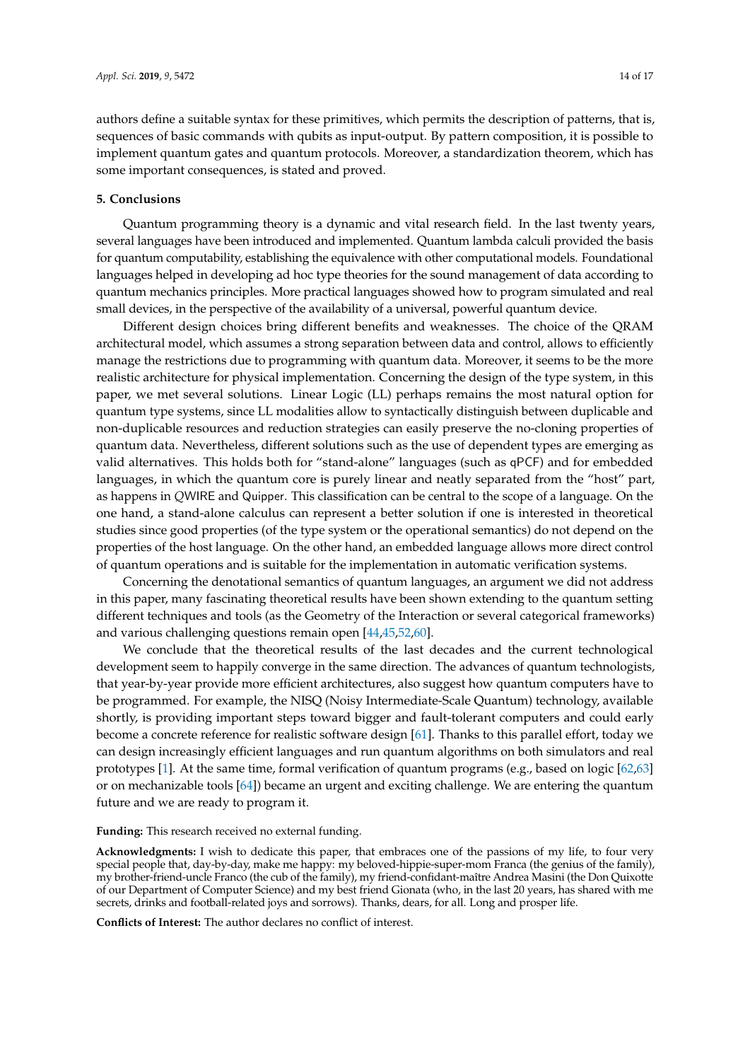authors define a suitable syntax for these primitives, which permits the description of patterns, that is, sequences of basic commands with qubits as input-output. By pattern composition, it is possible to implement quantum gates and quantum protocols. Moreover, a standardization theorem, which has some important consequences, is stated and proved.

## 5. Conclusions

Quantum programming theory is a dynamic and vital research field. In the last twenty years, several languages have been introduced and implemented. Quantum lambda calculi provided the basis for quantum computability, establishing the equivalence with other computational models. Foundational languages helped in developing ad hoc type theories for the sound management of data according to quantum mechanics principles. More practical languages showed how to program simulated and real small devices, in the perspective of the availability of a universal, powerful quantum device.

Different design choices bring different benefits and weaknesses. The choice of the QRAM architectural model, which assumes a strong separation between data and control, allows to efficiently manage the restrictions due to programming with quantum data. Moreover, it seems to be the more realistic architecture for physical implementation. Concerning the design of the type system, in this paper, we met several solutions. Linear Logic (LL) perhaps remains the most natural option for quantum type systems, since LL modalities allow to syntactically distinguish between duplicable and non-duplicable resources and reduction strategies can easily preserve the no-cloning properties of quantum data. Nevertheless, different solutions such as the use of dependent types are emerging as valid alternatives. This holds both for "stand-alone" languages (such as qPCF) and for embedded languages, in which the quantum core is purely linear and neatly separated from the "host" part, as happens in *Q*WIRE and Quipper. This classification can be central to the scope of a language. On the one hand, a stand-alone calculus can represent a better solution if one is interested in theoretical studies since good properties (of the type system or the operational semantics) do not depend on the properties of the host language. On the other hand, an embedded language allows more direct control of quantum operations and is suitable for the implementation in automatic verification systems.

Concerning the denotational semantics of quantum languages, an argument we did not address in this paper, many fascinating theoretical results have been shown extending to the quantum setting different techniques and tools (as the Geometry of the Interaction or several categorical frameworks) and various challenging questions remain open [44,45,52,60].

We conclude that the theoretical results of the last decades and the current technological development seem to happily converge in the same direction. The advances of quantum technologists, that year-by-year provide more efficient architectures, also suggest how quantum computers have to be programmed. For example, the NISQ (Noisy Intermediate-Scale Quantum) technology, available shortly, is providing important steps toward bigger and fault-tolerant computers and could early become a concrete reference for realistic software design [61]. Thanks to this parallel effort, today we can design increasingly efficient languages and run quantum algorithms on both simulators and real prototypes [1]. At the same time, formal verification of quantum programs (e.g., based on logic [62,63] or on mechanizable tools [64]) became an urgent and exciting challenge. We are entering the quantum future and we are ready to program it.

**Funding:** This research received no external funding.

**Acknowledgments:** I wish to dedicate this paper, that embraces one of the passions of my life, to four very special people that, day-by-day, make me happy: my beloved-hippie-super-mom Franca (the genius of the family), my brother-friend-uncle Franco (the cub of the family), my friend-confidant-maître Andrea Masini (the Don Quixotte of our Department of Computer Science) and my best friend Gionata (who, in the last 20 years, has shared with me secrets, drinks and football-related joys and sorrows). Thanks, dears, for all. Long and prosper life.

**Conflicts of Interest:** The author declares no conflict of interest.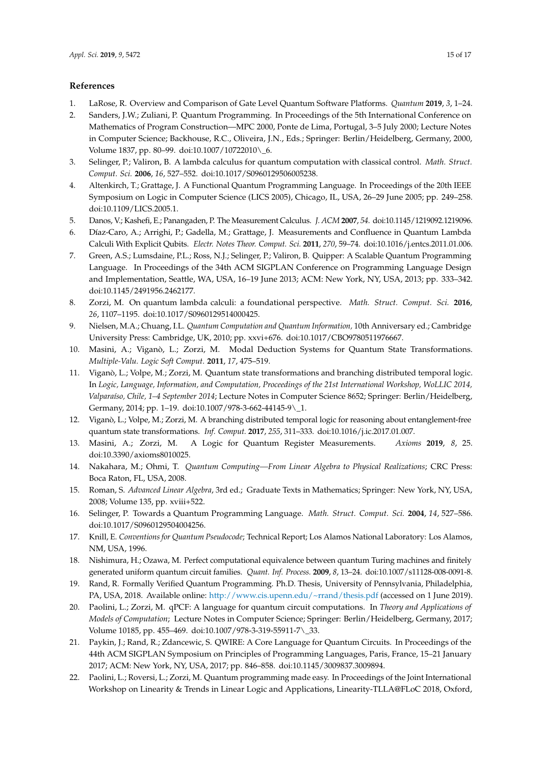## References

1. LaRose, R. Overview and Comparison of Gate Level Quantum Software Platforms. *Quantum* **2019**, *3*, 1–24.
2. Sanders, J.W.; Zuliani, P. Quantum Programming. In Proceedings of the 5th International Conference on Mathematics of Program Construction—MPC 2000, Ponte de Lima, Portugal, 3–5 July 2000; Lecture Notes in Computer Science; Backhouse, R.C., Oliveira, J.N., Eds.; Springer: Berlin/Heidelberg, Germany, 2000, Volume 1837, pp. 80–99. doi:10.1007/10722010\_6.
3. Selinger, P.; Valiron, B. A lambda calculus for quantum computation with classical control. *Math. Struct. Comput. Sci.* **2006**, *16*, 527–552. doi:10.1017/S0960129506005238.
4. Altenkirch, T.; Grattage, J. A Functional Quantum Programming Language. In Proceedings of the 20th IEEE Symposium on Logic in Computer Science (LICS 2005), Chicago, IL, USA, 26–29 June 2005; pp. 249–258. doi:10.1109/LICS.2005.1.
5. Danos, V.; Kashefi, E.; Panangaden, P. The Measurement Calculus. *J. ACM* **2007**, *54*. doi:10.1145/1219092.1219096.
6. Díaz-Caro, A.; Arrighi, P.; Gadella, M.; Grattage, J. Measurements and Confluence in Quantum Lambda Calculi With Explicit Qubits. *Electr. Notes Theor. Comput. Sci.* **2011**, *270*, 59–74. doi:10.1016/j.entcs.2011.01.006.
7. Green, A.S.; Lumsdaine, P.L.; Ross, N.J.; Selinger, P.; Valiron, B. Quipper: A Scalable Quantum Programming Language. In Proceedings of the 34th ACM SIGPLAN Conference on Programming Language Design and Implementation, Seattle, WA, USA, 16–19 June 2013; ACM: New York, NY, USA, 2013; pp. 333–342. doi:10.1145/2491956.2462177.
8. Zorzi, M. On quantum lambda calculi: a foundational perspective. *Math. Struct. Comput. Sci.* **2016**, *26*, 1107–1195. doi:10.1017/S0960129514000425.
9. Nielsen, M.A.; Chuang, I.L. *Quantum Computation and Quantum Information*, 10th Anniversary ed.; Cambridge University Press: Cambridge, UK, 2010; pp. xxvi+676. doi:10.1017/CBO9780511976667.
10. Masini, A.; Viganò, L.; Zorzi, M. Modal Deduction Systems for Quantum State Transformations. *Multiple-Valu. Logic Soft Comput.* **2011**, *17*, 475–519.
11. Viganò, L.; Volpe, M.; Zorzi, M. Quantum state transformations and branching distributed temporal logic. In *Logic, Language, Information, and Computation, Proceedings of the 21st International Workshop, WoLLIC 2014, Valparaíso, Chile, 1–4 September 2014*; Lecture Notes in Computer Science 8652; Springer: Berlin/Heidelberg, Germany, 2014; pp. 1–19. doi:10.1007/978-3-662-44145-9\_1.
12. Viganò, L.; Volpe, M.; Zorzi, M. A branching distributed temporal logic for reasoning about entanglement-free quantum state transformations. *Inf. Comput.* **2017**, *255*, 311–333. doi:10.1016/j.ic.2017.01.007.
13. Masini, A.; Zorzi, M. A Logic for Quantum Register Measurements. *Axioms* **2019**, *8*, 25. doi:10.3390/axioms8010025.
14. Nakahara, M.; Ohmi, T. *Quantum Computing—From Linear Algebra to Physical Realizations*; CRC Press: Boca Raton, FL, USA, 2008.
15. Roman, S. *Advanced Linear Algebra*, 3rd ed.; Graduate Texts in Mathematics; Springer: New York, NY, USA, 2008; Volume 135, pp. xviii+522.
16. Selinger, P. Towards a Quantum Programming Language. *Math. Struct. Comput. Sci.* **2004**, *14*, 527–586. doi:10.1017/S0960129504004256.
17. Knill, E. *Conventions for Quantum Pseudocode*; Technical Report; Los Alamos National Laboratory: Los Alamos, NM, USA, 1996.
18. Nishimura, H.; Ozawa, M. Perfect computational equivalence between quantum Turing machines and finitely generated uniform quantum circuit families. *Quant. Inf. Process.* **2009**, *8*, 13–24. doi:10.1007/s11128-008-0091-8.
19. Rand, R. Formally Verified Quantum Programming. Ph.D. Thesis, University of Pennsylvania, Philadelphia, PA, USA, 2018. Available online: http://www.cis.upenn.edu/~rrand/thesis.pdf (accessed on 1 June 2019).
20. Paolini, L.; Zorzi, M. qPCF: A language for quantum circuit computations. In *Theory and Applications of Models of Computation*; Lecture Notes in Computer Science; Springer: Berlin/Heidelberg, Germany, 2017; Volume 10185, pp. 455–469. doi:10.1007/978-3-319-55911-7\_33.
21. Paykin, J.; Rand, R.; Zdancewic, S. QWIRE: A Core Language for Quantum Circuits. In Proceedings of the 44th ACM SIGPLAN Symposium on Principles of Programming Languages, Paris, France, 15–21 January 2017; ACM: New York, NY, USA, 2017; pp. 846–858. doi:10.1145/3009837.3009894.
22. Paolini, L.; Roversi, L.; Zorzi, M. Quantum programming made easy. In Proceedings of the Joint International Workshop on Linearity & Trends in Linear Logic and Applications, Linearity-TLLA@FLoC 2018, Oxford,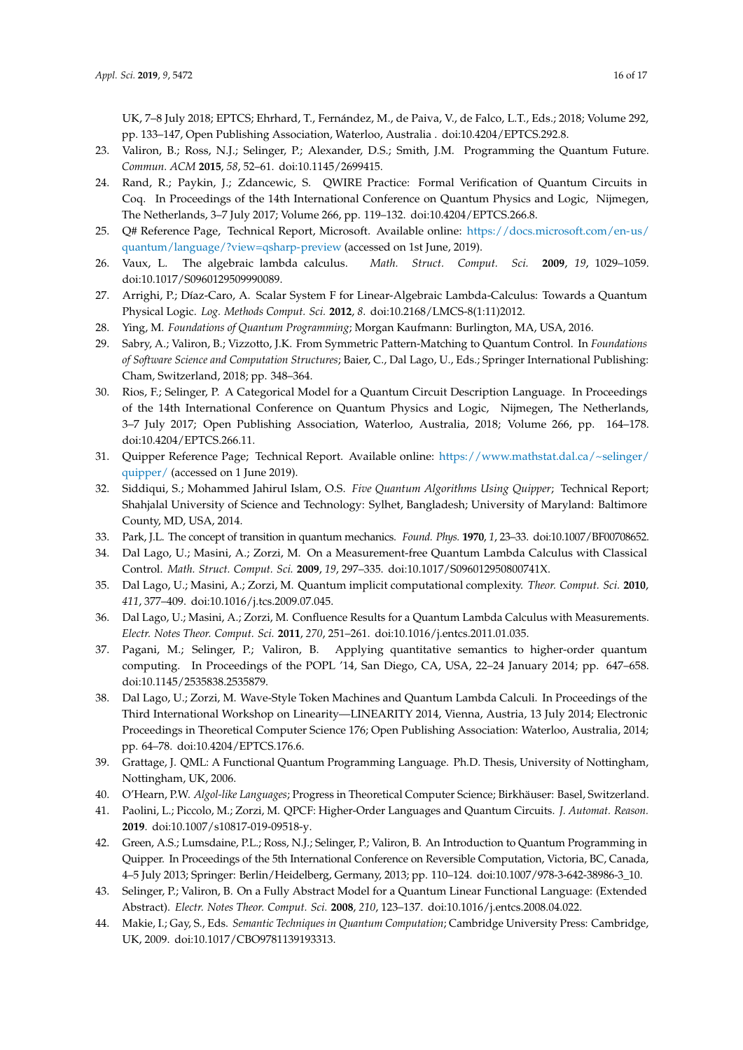UK, 7–8 July 2018; EPTCS; Ehrhard, T., Fernández, M., de Paiva, V., de Falco, L.T., Eds.; 2018; Volume 292, pp. 133–147, Open Publishing Association, Waterloo, Australia . doi:10.4204/EPTCS.292.8.

23. Valiron, B.; Ross, N.J.; Selinger, P.; Alexander, D.S.; Smith, J.M. Programming the Quantum Future. *Commun. ACM* **2015**, *58*, 52–61. doi:10.1145/2699415.
24. Rand, R.; Paykin, J.; Zdancewic, S. QWIRE Practice: Formal Verification of Quantum Circuits in Coq. In Proceedings of the 14th International Conference on Quantum Physics and Logic, Nijmegen, The Netherlands, 3–7 July 2017; Volume 266, pp. 119–132. doi:10.4204/EPTCS.266.8.
25. Q# Reference Page, Technical Report, Microsoft. Available online: https://docs.microsoft.com/en-us/quantum/language/?view=qsharp-preview (accessed on 1st June, 2019).
26. Vaux, L. The algebraic lambda calculus. *Math. Struct. Comput. Sci.* **2009**, *19*, 1029–1059. doi:10.1017/S0960129509990089.
27. Arrighi, P.; Díaz-Caro, A. Scalar System F for Linear-Algebraic Lambda-Calculus: Towards a Quantum Physical Logic. *Log. Methods Comput. Sci.* **2012**, *8*. doi:10.2168/LMCS-8(1:11)2012.
28. Ying, M. *Foundations of Quantum Programming*; Morgan Kaufmann: Burlington, MA, USA, 2016.
29. Sabry, A.; Valiron, B.; Vizzotto, J.K. From Symmetric Pattern-Matching to Quantum Control. In *Foundations of Software Science and Computation Structures*; Baier, C., Dal Lago, U., Eds.; Springer International Publishing: Cham, Switzerland, 2018; pp. 348–364.
30. Rios, F.; Selinger, P. A Categorical Model for a Quantum Circuit Description Language. In Proceedings of the 14th International Conference on Quantum Physics and Logic, Nijmegen, The Netherlands, 3–7 July 2017; Open Publishing Association, Waterloo, Australia, 2018; Volume 266, pp. 164–178. doi:10.4204/EPTCS.266.11.
31. Quipper Reference Page; Technical Report. Available online: https://www.mathstat.dal.ca/~selinger/quipper/ (accessed on 1 June 2019).
32. Siddiqui, S.; Mohammed Jahirul Islam, O.S. *Five Quantum Algorithms Using Quipper*; Technical Report; Shahjalal University of Science and Technology: Sylhet, Bangladesh; University of Maryland: Baltimore County, MD, USA, 2014.
33. Park, J.L. The concept of transition in quantum mechanics. *Found. Phys.* **1970**, *1*, 23–33. doi:10.1007/BF00708652.
34. Dal Lago, U.; Masini, A.; Zorzi, M. On a Measurement-free Quantum Lambda Calculus with Classical Control. *Math. Struct. Comput. Sci.* **2009**, *19*, 297–335. doi:10.1017/S096012950800741X.
35. Dal Lago, U.; Masini, A.; Zorzi, M. Quantum implicit computational complexity. *Theor. Comput. Sci.* **2010**, *411*, 377–409. doi:10.1016/j.tcs.2009.07.045.
36. Dal Lago, U.; Masini, A.; Zorzi, M. Confluence Results for a Quantum Lambda Calculus with Measurements. *Electr. Notes Theor. Comput. Sci.* **2011**, *270*, 251–261. doi:10.1016/j.entcs.2011.01.035.
37. Pagani, M.; Selinger, P.; Valiron, B. Applying quantitative semantics to higher-order quantum computing. In Proceedings of the POPL '14, San Diego, CA, USA, 22–24 January 2014; pp. 647–658. doi:10.1145/2535838.2535879.
38. Dal Lago, U.; Zorzi, M. Wave-Style Token Machines and Quantum Lambda Calculi. In Proceedings of the Third International Workshop on Linearity—LINEARITY 2014, Vienna, Austria, 13 July 2014; Electronic Proceedings in Theoretical Computer Science 176; Open Publishing Association: Waterloo, Australia, 2014; pp. 64–78. doi:10.4204/EPTCS.176.6.
39. Grattage, J. QML: A Functional Quantum Programming Language. Ph.D. Thesis, University of Nottingham, Nottingham, UK, 2006.
40. O'Hearn, P.W. *Algol-like Languages*; Progress in Theoretical Computer Science; Birkhäuser: Basel, Switzerland.
41. Paolini, L.; Piccolo, M.; Zorzi, M. QPCF: Higher-Order Languages and Quantum Circuits. *J. Automat. Reason.* **2019**. doi:10.1007/s10817-019-09518-y.
42. Green, A.S.; Lumsdaine, P.L.; Ross, N.J.; Selinger, P.; Valiron, B. An Introduction to Quantum Programming in Quipper. In Proceedings of the 5th International Conference on Reversible Computation, Victoria, BC, Canada, 4–5 July 2013; Springer: Berlin/Heidelberg, Germany, 2013; pp. 110–124. doi:10.1007/978-3-642-38986-3_10.
43. Selinger, P.; Valiron, B. On a Fully Abstract Model for a Quantum Linear Functional Language: (Extended Abstract). *Electr. Notes Theor. Comput. Sci.* **2008**, *210*, 123–137. doi:10.1016/j.entcs.2008.04.022.
44. Makie, I.; Gay, S., Eds. *Semantic Techniques in Quantum Computation*; Cambridge University Press: Cambridge, UK, 2009. doi:10.1017/CBO9781139193313.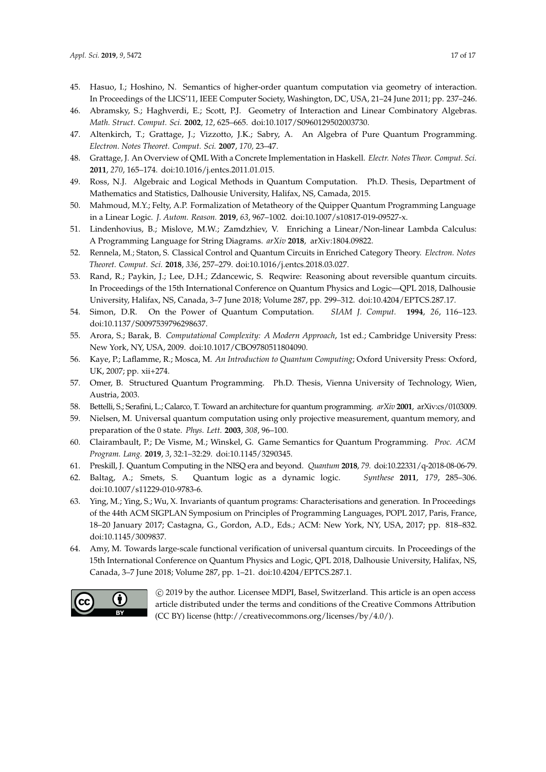45. Hasuo, I.; Hoshino, N. Semantics of higher-order quantum computation via geometry of interaction. In Proceedings of the LICS'11, IEEE Computer Society, Washington, DC, USA, 21–24 June 2011; pp. 237–246.
46. Abramsky, S.; Haghverdi, E.; Scott, P.J. Geometry of Interaction and Linear Combinatory Algebras. *Math. Struct. Comput. Sci.* **2002**, *12*, 625–665. doi:10.1017/S0960129502003730.
47. Altenkirch, T.; Grattage, J.; Vizzotto, J.K.; Sabry, A. An Algebra of Pure Quantum Programming. *Electron. Notes Theoret. Comput. Sci.* **2007**, *170*, 23–47.
48. Grattage, J. An Overview of QML With a Concrete Implementation in Haskell. *Electr. Notes Theor. Comput. Sci.* **2011**, *270*, 165–174. doi:10.1016/j.entcs.2011.01.015.
49. Ross, N.J. Algebraic and Logical Methods in Quantum Computation. Ph.D. Thesis, Department of Mathematics and Statistics, Dalhousie University, Halifax, NS, Camada, 2015.
50. Mahmoud, M.Y.; Felty, A.P. Formalization of Metatheory of the Quipper Quantum Programming Language in a Linear Logic. *J. Autom. Reason.* **2019**, *63*, 967–1002. doi:10.1007/s10817-019-09527-x.
51. Lindenhovius, B.; Mislove, M.W.; Zamdzhiev, V. Enriching a Linear/Non-linear Lambda Calculus: A Programming Language for String Diagrams. *arXiv* **2018**, arXiv:1804.09822.
52. Rennela, M.; Staton, S. Classical Control and Quantum Circuits in Enriched Category Theory. *Electron. Notes Theoret. Comput. Sci.* **2018**, *336*, 257–279. doi:10.1016/j.entcs.2018.03.027.
53. Rand, R.; Paykin, J.; Lee, D.H.; Zdancewic, S. Reqwire: Reasoning about reversible quantum circuits. In Proceedings of the 15th International Conference on Quantum Physics and Logic—QPL 2018, Dalhousie University, Halifax, NS, Canada, 3–7 June 2018; Volume 287, pp. 299–312. doi:10.4204/EPTCS.287.17.
54. Simon, D.R. On the Power of Quantum Computation. *SIAM J. Comput.* **1994**, *26*, 116–123. doi:10.1137/S0097539796298637.
55. Arora, S.; Barak, B. *Computational Complexity: A Modern Approach*, 1st ed.; Cambridge University Press: New York, NY, USA, 2009. doi:10.1017/CBO9780511804090.
56. Kaye, P.; Laflamme, R.; Mosca, M. *An Introduction to Quantum Computing*; Oxford University Press: Oxford, UK, 2007; pp. xii+274.
57. Omer, B. Structured Quantum Programming. Ph.D. Thesis, Vienna University of Technology, Wien, Austria, 2003.
58. Bettelli, S.; Serafini, L.; Calarco, T. Toward an architecture for quantum programming. *arXiv* **2001**, arXiv:cs/0103009.
59. Nielsen, M. Universal quantum computation using only projective measurement, quantum memory, and preparation of the 0 state. *Phys. Lett.* **2003**, *308*, 96–100.
60. Clairambault, P.; De Visme, M.; Winskel, G. Game Semantics for Quantum Programming. *Proc. ACM Program. Lang.* **2019**, *3*, 32:1–32:29. doi:10.1145/3290345.
61. Preskill, J. Quantum Computing in the NISQ era and beyond. *Quantum* **2018**, *79*. doi:10.22331/q-2018-08-06-79.
62. Baltag, A.; Smets, S. Quantum logic as a dynamic logic. *Synthese* **2011**, *179*, 285–306. doi:10.1007/s11229-010-9783-6.
63. Ying, M.; Ying, S.; Wu, X. Invariants of quantum programs: Characterisations and generation. In Proceedings of the 44th ACM SIGPLAN Symposium on Principles of Programming Languages, POPL 2017, Paris, France, 18–20 January 2017; Castagna, G., Gordon, A.D., Eds.; ACM: New York, NY, USA, 2017; pp. 818–832. doi:10.1145/3009837.
64. Amy, M. Towards large-scale functional verification of universal quantum circuits. In Proceedings of the 15th International Conference on Quantum Physics and Logic, QPL 2018, Dalhousie University, Halifax, NS, Canada, 3–7 June 2018; Volume 287, pp. 1–21. doi:10.4204/EPTCS.287.1.

© 2019 by the author. Licensee MDPI, Basel, Switzerland. This article is an open access article distributed under the terms and conditions of the Creative Commons Attribution (CC BY) license (http://creativecommons.org/licenses/by/4.0/).